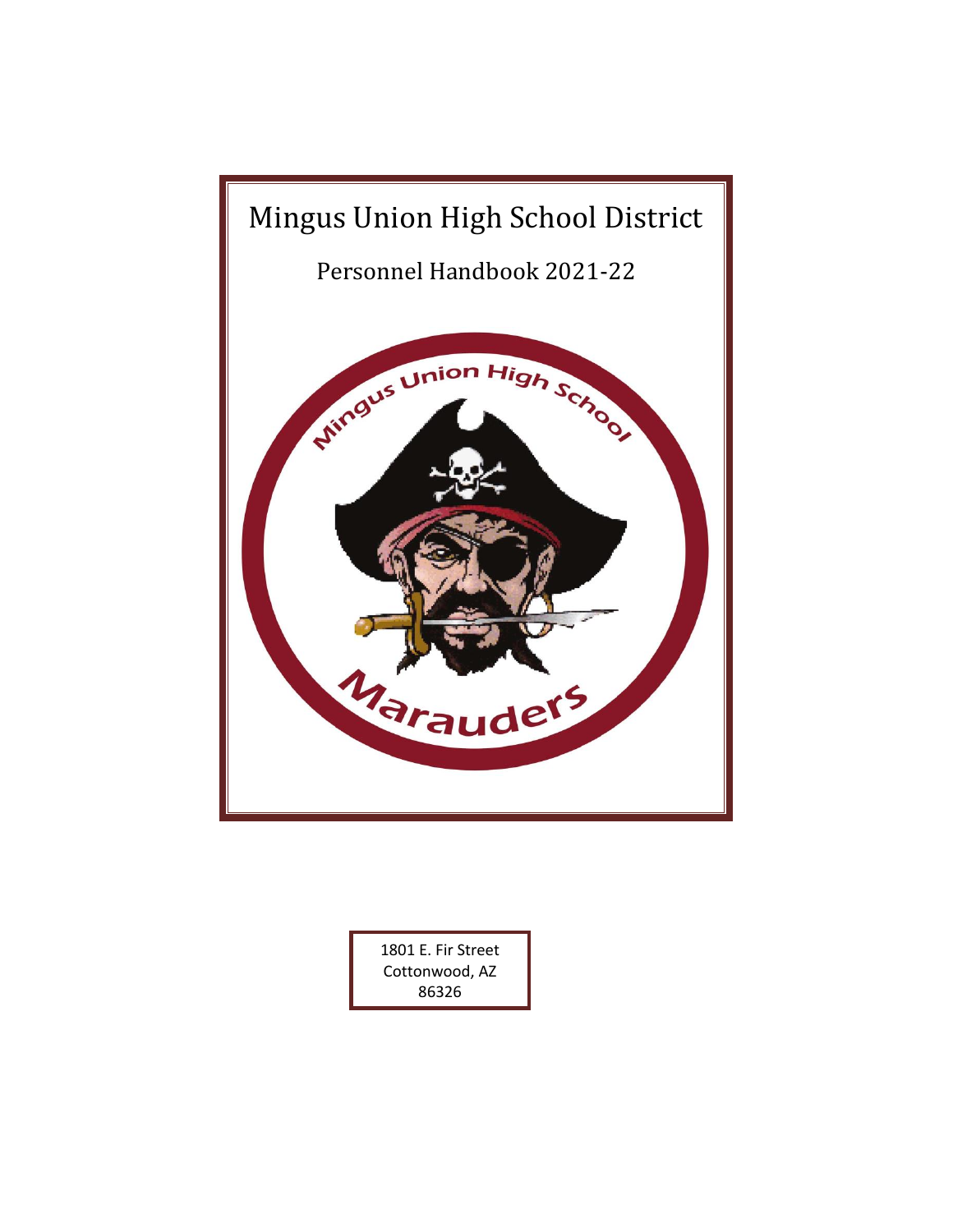# Mingus Union High School District

## Personnel Handbook 2021-22

1801 E. Fir Street
Cottonwood, AZ
86326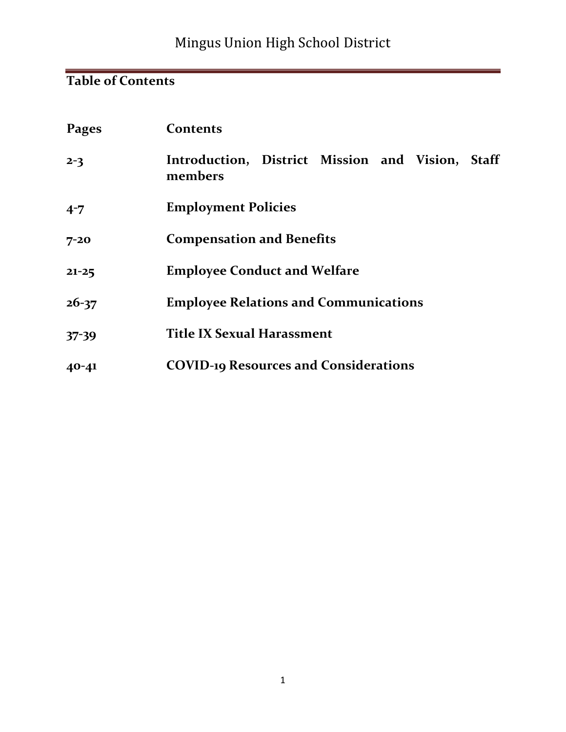## Table of Contents

| Pages | Contents |
|---|---|
| 2-3 | Introduction, District Mission and Vision, Staff members |
| 4-7 | Employment Policies |
| 7-20 | Compensation and Benefits |
| 21-25 | Employee Conduct and Welfare |
| 26-37 | Employee Relations and Communications |
| 37-39 | Title IX Sexual Harassment |
| 40-41 | COVID-19 Resources and Considerations |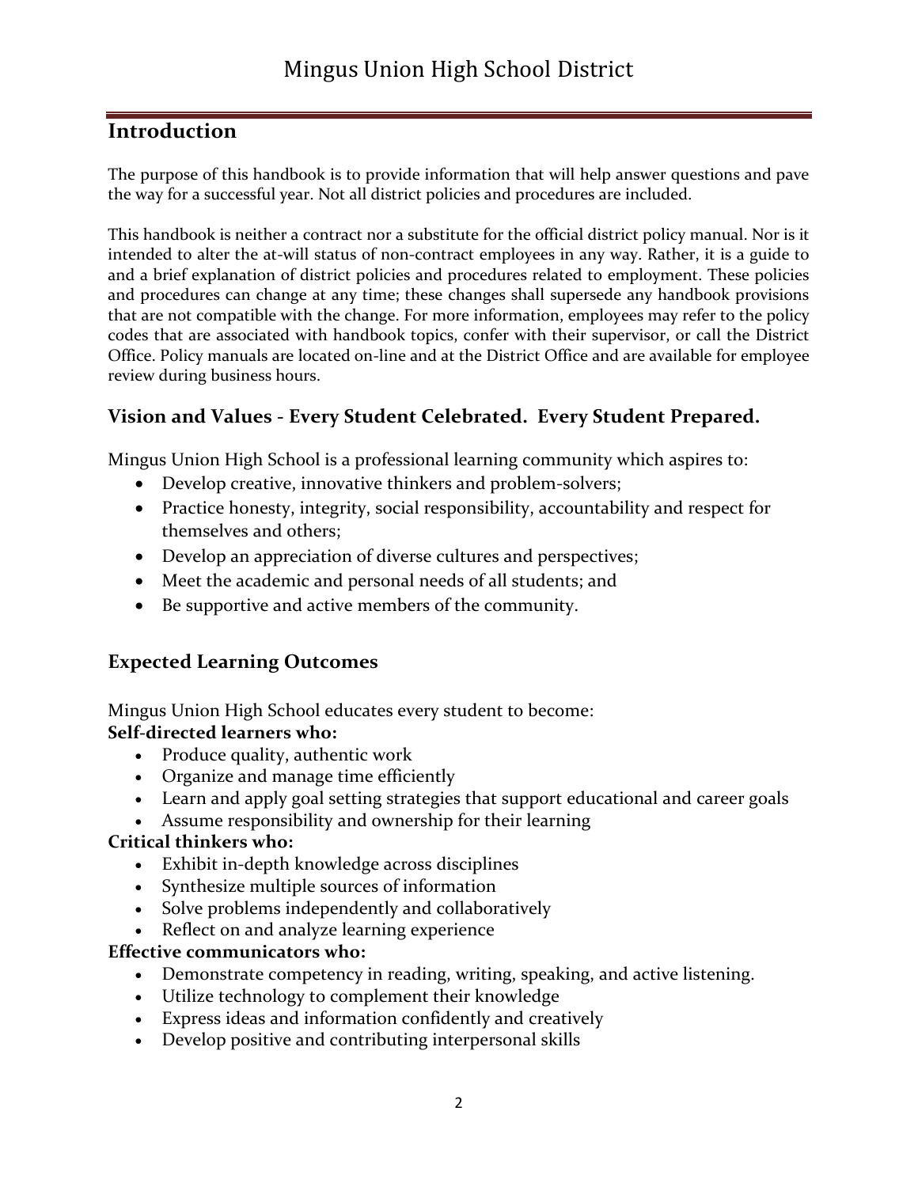## Introduction

The purpose of this handbook is to provide information that will help answer questions and pave the way for a successful year. Not all district policies and procedures are included.

This handbook is neither a contract nor a substitute for the official district policy manual. Nor is it intended to alter the at-will status of non-contract employees in any way. Rather, it is a guide to and a brief explanation of district policies and procedures related to employment. These policies and procedures can change at any time; these changes shall supersede any handbook provisions that are not compatible with the change. For more information, employees may refer to the policy codes that are associated with handbook topics, confer with their supervisor, or call the District Office. Policy manuals are located on-line and at the District Office and are available for employee review during business hours.

### Vision and Values - Every Student Celebrated. Every Student Prepared.

Mingus Union High School is a professional learning community which aspires to:

- Develop creative, innovative thinkers and problem-solvers;
- Practice honesty, integrity, social responsibility, accountability and respect for themselves and others;
- Develop an appreciation of diverse cultures and perspectives;
- Meet the academic and personal needs of all students; and
- Be supportive and active members of the community.

### Expected Learning Outcomes

Mingus Union High School educates every student to become:

**Self-directed learners who:**

- Produce quality, authentic work
- Organize and manage time efficiently
- Learn and apply goal setting strategies that support educational and career goals
- Assume responsibility and ownership for their learning

**Critical thinkers who:**

- Exhibit in-depth knowledge across disciplines
- Synthesize multiple sources of information
- Solve problems independently and collaboratively
- Reflect on and analyze learning experience

**Effective communicators who:**

- Demonstrate competency in reading, writing, speaking, and active listening.
- Utilize technology to complement their knowledge
- Express ideas and information confidently and creatively
- Develop positive and contributing interpersonal skills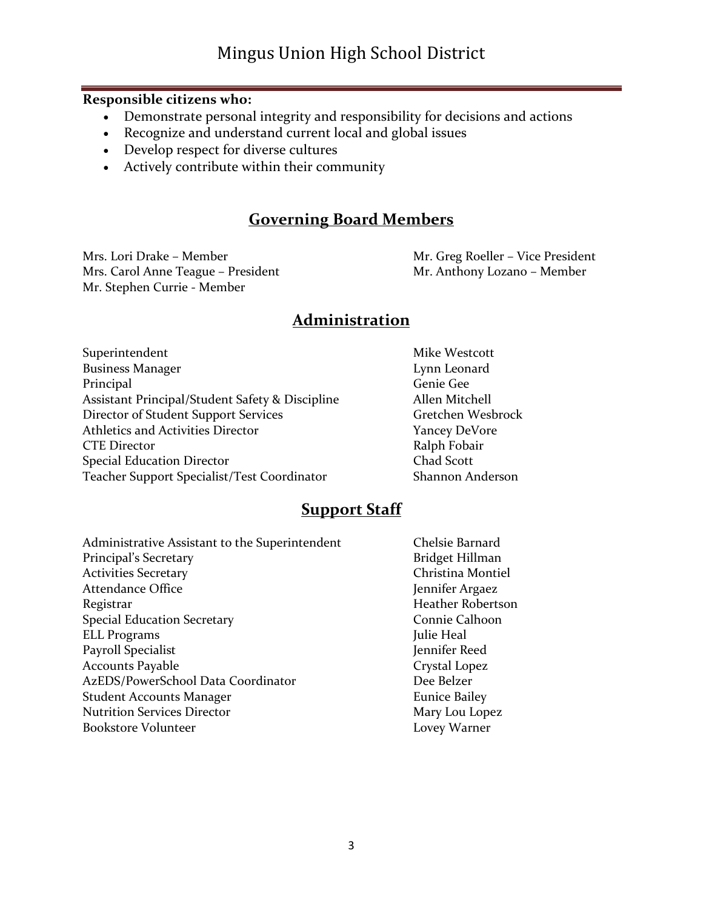**Responsible citizens who:**

- Demonstrate personal integrity and responsibility for decisions and actions
- Recognize and understand current local and global issues
- Develop respect for diverse cultures
- Actively contribute within their community

## Governing Board Members

Mrs. Lori Drake – Member
Mrs. Carol Anne Teague – President
Mr. Stephen Currie - Member
Mr. Greg Roeller – Vice President
Mr. Anthony Lozano – Member

## Administration

| | |
|---|---|
| Superintendent | Mike Westcott |
| Business Manager | Lynn Leonard |
| Principal | Genie Gee |
| Assistant Principal/Student Safety & Discipline | Allen Mitchell |
| Director of Student Support Services | Gretchen Wesbrock |
| Athletics and Activities Director | Yancey DeVore |
| CTE Director | Ralph Fobair |
| Special Education Director | Chad Scott |
| Teacher Support Specialist/Test Coordinator | Shannon Anderson |

## Support Staff

| | |
|---|---|
| Administrative Assistant to the Superintendent | Chelsie Barnard |
| Principal's Secretary | Bridget Hillman |
| Activities Secretary | Christina Montiel |
| Attendance Office | Jennifer Argaez |
| Registrar | Heather Robertson |
| Special Education Secretary | Connie Calhoon |
| ELL Programs | Julie Heal |
| Payroll Specialist | Jennifer Reed |
| Accounts Payable | Crystal Lopez |
| AzEDS/PowerSchool Data Coordinator | Dee Belzer |
| Student Accounts Manager | Eunice Bailey |
| Nutrition Services Director | Mary Lou Lopez |
| Bookstore Volunteer | Lovey Warner |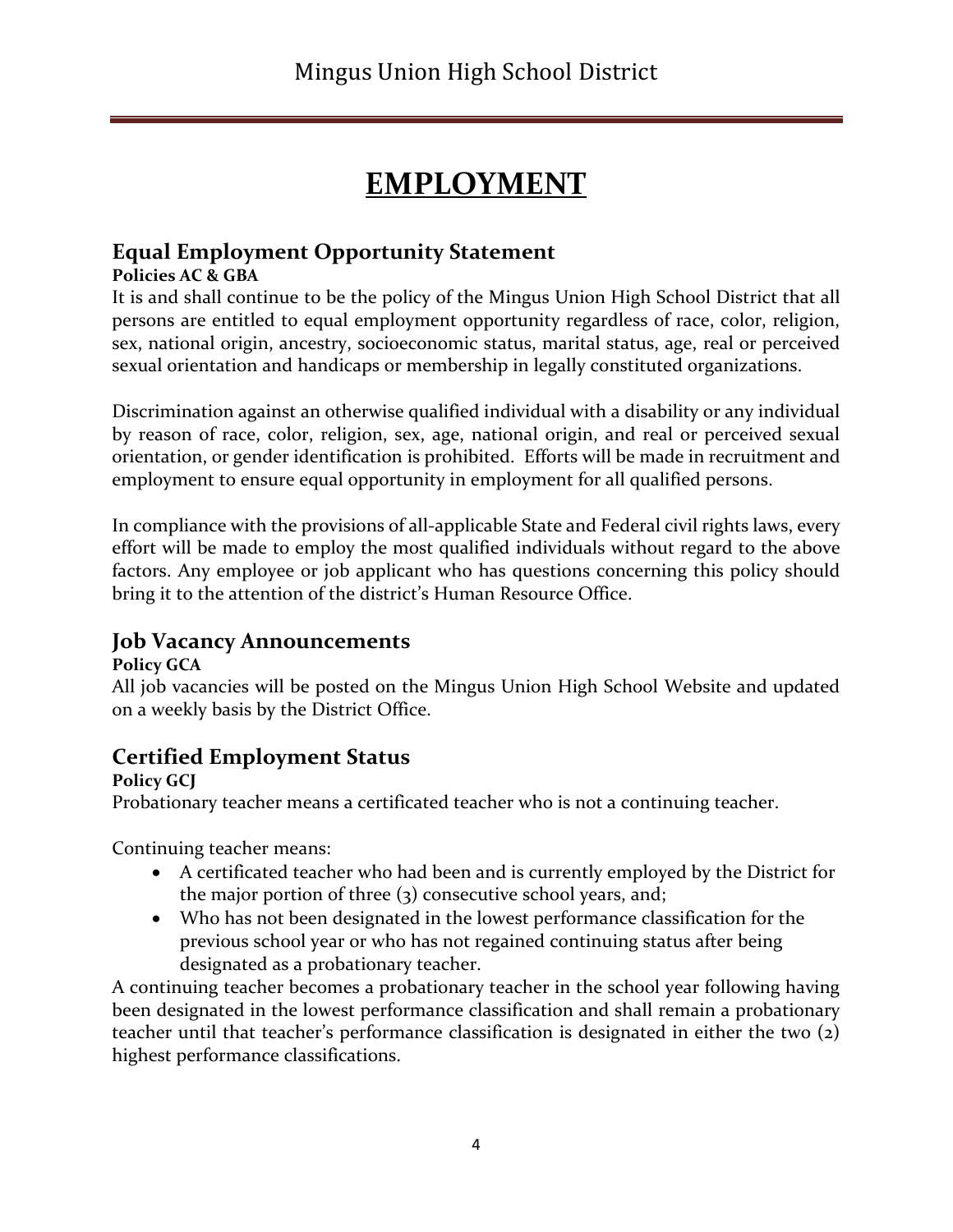# EMPLOYMENT

## Equal Employment Opportunity Statement

**Policies AC & GBA**

It is and shall continue to be the policy of the Mingus Union High School District that all persons are entitled to equal employment opportunity regardless of race, color, religion, sex, national origin, ancestry, socioeconomic status, marital status, age, real or perceived sexual orientation and handicaps or membership in legally constituted organizations.

Discrimination against an otherwise qualified individual with a disability or any individual by reason of race, color, religion, sex, age, national origin, and real or perceived sexual orientation, or gender identification is prohibited. Efforts will be made in recruitment and employment to ensure equal opportunity in employment for all qualified persons.

In compliance with the provisions of all-applicable State and Federal civil rights laws, every effort will be made to employ the most qualified individuals without regard to the above factors. Any employee or job applicant who has questions concerning this policy should bring it to the attention of the district's Human Resource Office.

## Job Vacancy Announcements

**Policy GCA**

All job vacancies will be posted on the Mingus Union High School Website and updated on a weekly basis by the District Office.

## Certified Employment Status

**Policy GCJ**

Probationary teacher means a certificated teacher who is not a continuing teacher.

Continuing teacher means:

- A certificated teacher who had been and is currently employed by the District for the major portion of three (3) consecutive school years, and;
- Who has not been designated in the lowest performance classification for the previous school year or who has not regained continuing status after being designated as a probationary teacher.

A continuing teacher becomes a probationary teacher in the school year following having been designated in the lowest performance classification and shall remain a probationary teacher until that teacher's performance classification is designated in either the two (2) highest performance classifications.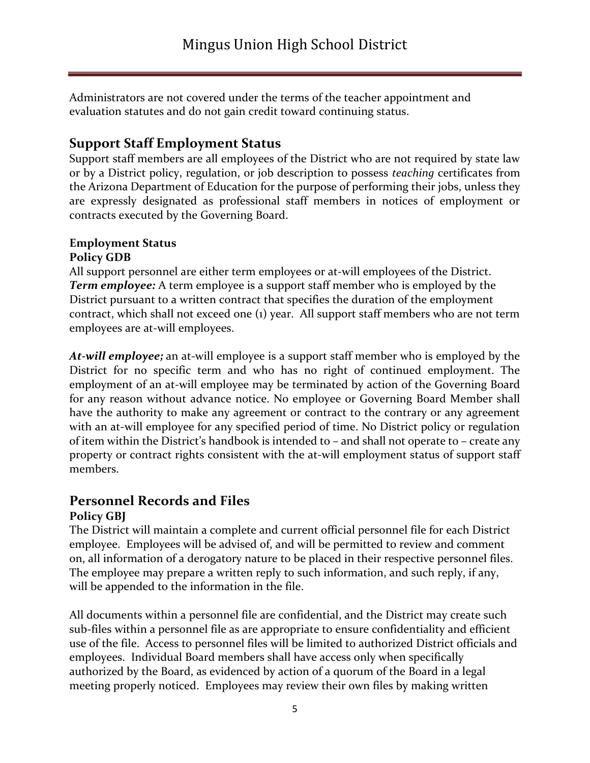Administrators are not covered under the terms of the teacher appointment and evaluation statutes and do not gain credit toward continuing status.

## Support Staff Employment Status

Support staff members are all employees of the District who are not required by state law or by a District policy, regulation, or job description to possess *teaching* certificates from the Arizona Department of Education for the purpose of performing their jobs, unless they are expressly designated as professional staff members in notices of employment or contracts executed by the Governing Board.

### Employment Status
### Policy GDB

All support personnel are either term employees or at-will employees of the District.
***Term employee:*** A term employee is a support staff member who is employed by the District pursuant to a written contract that specifies the duration of the employment contract, which shall not exceed one (1) year. All support staff members who are not term employees are at-will employees.

***At-will employee;*** an at-will employee is a support staff member who is employed by the District for no specific term and who has no right of continued employment. The employment of an at-will employee may be terminated by action of the Governing Board for any reason without advance notice. No employee or Governing Board Member shall have the authority to make any agreement or contract to the contrary or any agreement with an at-will employee for any specified period of time. No District policy or regulation of item within the District's handbook is intended to – and shall not operate to – create any property or contract rights consistent with the at-will employment status of support staff members.

## Personnel Records and Files

### Policy GBJ

The District will maintain a complete and current official personnel file for each District employee. Employees will be advised of, and will be permitted to review and comment on, all information of a derogatory nature to be placed in their respective personnel files. The employee may prepare a written reply to such information, and such reply, if any, will be appended to the information in the file.

All documents within a personnel file are confidential, and the District may create such sub-files within a personnel file as are appropriate to ensure confidentiality and efficient use of the file. Access to personnel files will be limited to authorized District officials and employees. Individual Board members shall have access only when specifically authorized by the Board, as evidenced by action of a quorum of the Board in a legal meeting properly noticed. Employees may review their own files by making written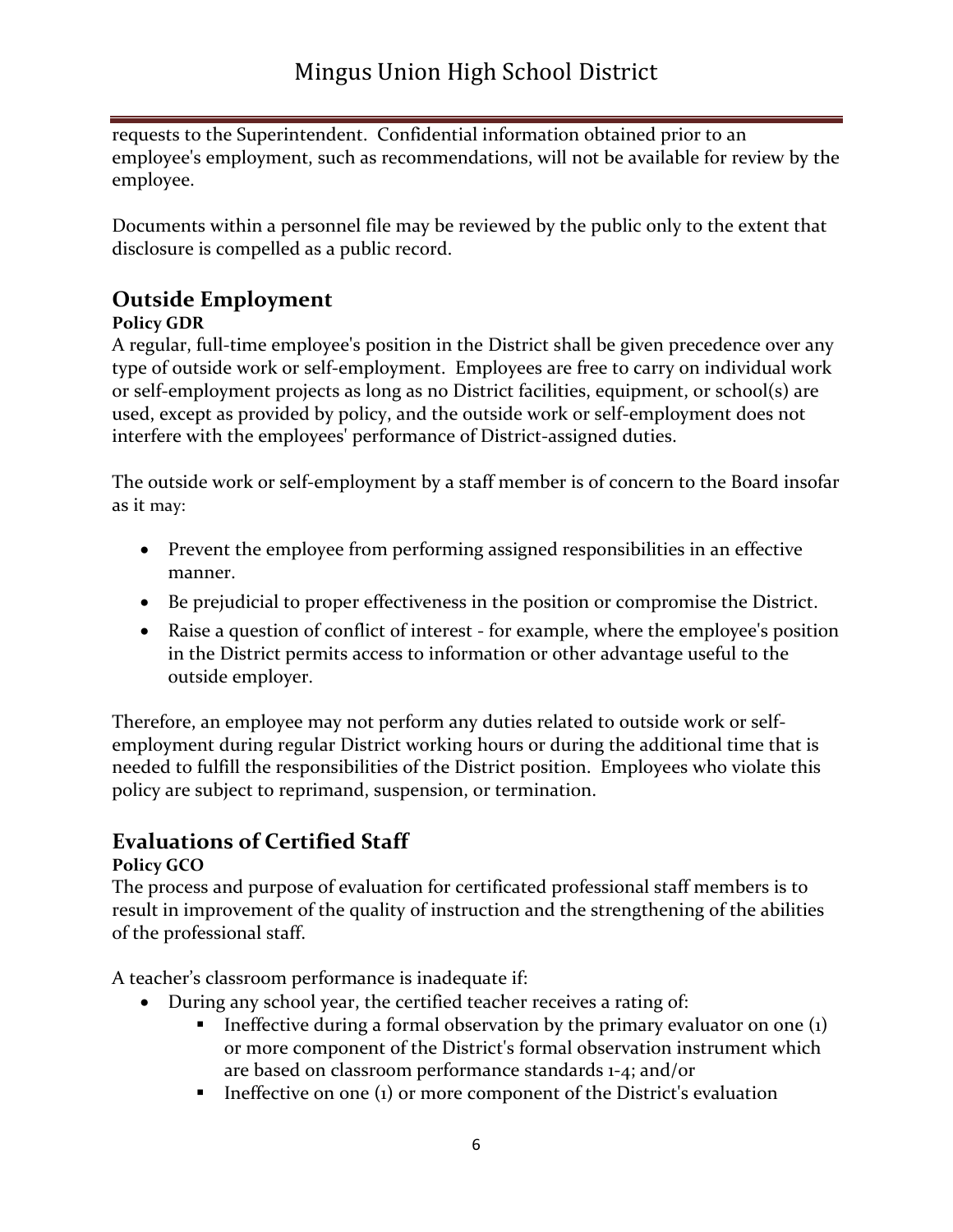requests to the Superintendent. Confidential information obtained prior to an employee's employment, such as recommendations, will not be available for review by the employee.

Documents within a personnel file may be reviewed by the public only to the extent that disclosure is compelled as a public record.

## Outside Employment

**Policy GDR**

A regular, full-time employee's position in the District shall be given precedence over any type of outside work or self-employment. Employees are free to carry on individual work or self-employment projects as long as no District facilities, equipment, or school(s) are used, except as provided by policy, and the outside work or self-employment does not interfere with the employees' performance of District-assigned duties.

The outside work or self-employment by a staff member is of concern to the Board insofar as it may:

- Prevent the employee from performing assigned responsibilities in an effective manner.
- Be prejudicial to proper effectiveness in the position or compromise the District.
- Raise a question of conflict of interest - for example, where the employee's position in the District permits access to information or other advantage useful to the outside employer.

Therefore, an employee may not perform any duties related to outside work or self-employment during regular District working hours or during the additional time that is needed to fulfill the responsibilities of the District position. Employees who violate this policy are subject to reprimand, suspension, or termination.

## Evaluations of Certified Staff

**Policy GCO**

The process and purpose of evaluation for certificated professional staff members is to result in improvement of the quality of instruction and the strengthening of the abilities of the professional staff.

A teacher's classroom performance is inadequate if:

- During any school year, the certified teacher receives a rating of:
  - Ineffective during a formal observation by the primary evaluator on one (1) or more component of the District's formal observation instrument which are based on classroom performance standards 1-4; and/or
  - Ineffective on one (1) or more component of the District's evaluation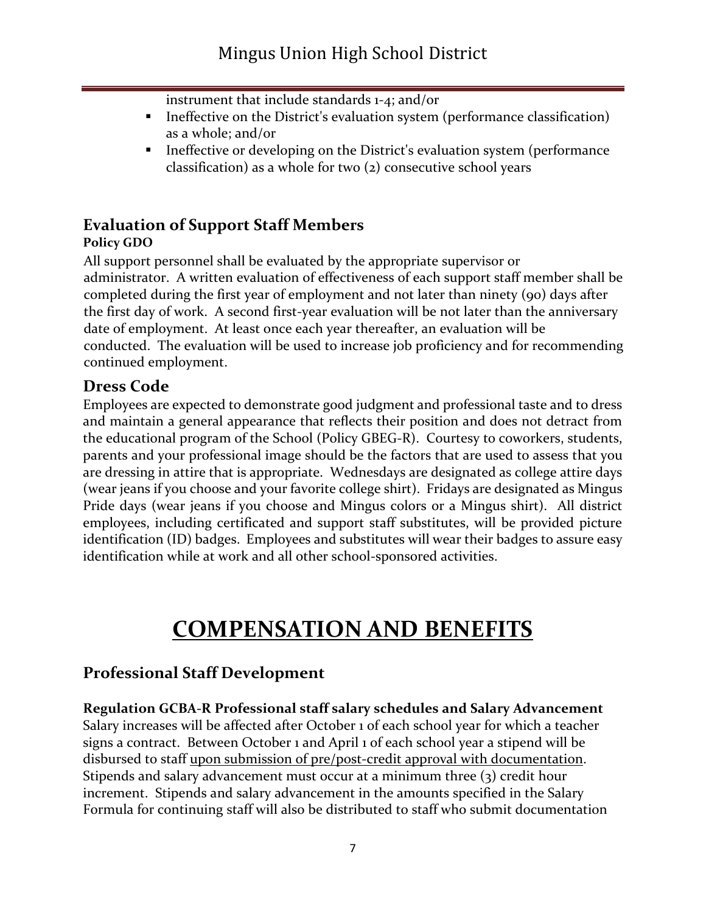instrument that include standards 1-4; and/or

- Ineffective on the District's evaluation system (performance classification) as a whole; and/or
- Ineffective or developing on the District's evaluation system (performance classification) as a whole for two (2) consecutive school years

## Evaluation of Support Staff Members

**Policy GDO**

All support personnel shall be evaluated by the appropriate supervisor or administrator. A written evaluation of effectiveness of each support staff member shall be completed during the first year of employment and not later than ninety (90) days after the first day of work. A second first-year evaluation will be not later than the anniversary date of employment. At least once each year thereafter, an evaluation will be conducted. The evaluation will be used to increase job proficiency and for recommending continued employment.

## Dress Code

Employees are expected to demonstrate good judgment and professional taste and to dress and maintain a general appearance that reflects their position and does not detract from the educational program of the School (Policy GBEG-R). Courtesy to coworkers, students, parents and your professional image should be the factors that are used to assess that you are dressing in attire that is appropriate. Wednesdays are designated as college attire days (wear jeans if you choose and your favorite college shirt). Fridays are designated as Mingus Pride days (wear jeans if you choose and Mingus colors or a Mingus shirt). All district employees, including certificated and support staff substitutes, will be provided picture identification (ID) badges. Employees and substitutes will wear their badges to assure easy identification while at work and all other school-sponsored activities.

# COMPENSATION AND BENEFITS

## Professional Staff Development

**Regulation GCBA-R Professional staff salary schedules and Salary Advancement**

Salary increases will be affected after October 1 of each school year for which a teacher signs a contract. Between October 1 and April 1 of each school year a stipend will be disbursed to staff upon submission of pre/post-credit approval with documentation. Stipends and salary advancement must occur at a minimum three (3) credit hour increment. Stipends and salary advancement in the amounts specified in the Salary Formula for continuing staff will also be distributed to staff who submit documentation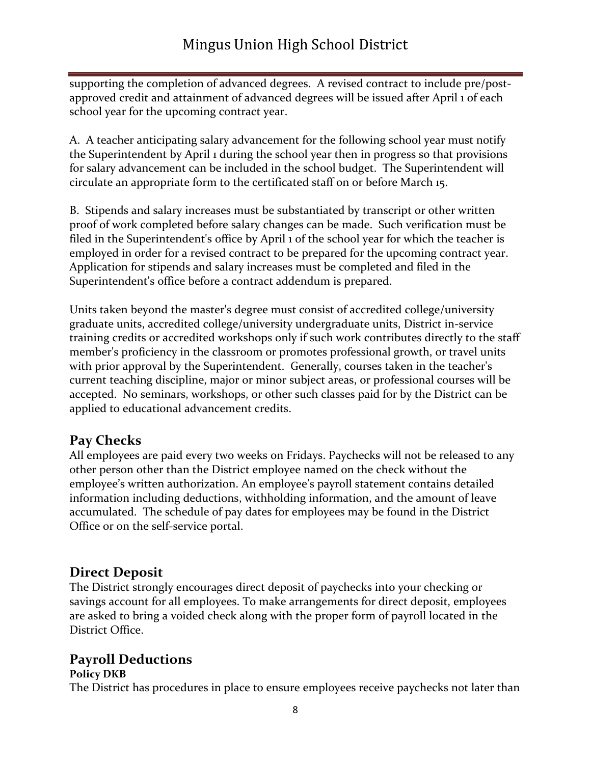supporting the completion of advanced degrees. A revised contract to include pre/post-approved credit and attainment of advanced degrees will be issued after April 1 of each school year for the upcoming contract year.

A. A teacher anticipating salary advancement for the following school year must notify the Superintendent by April 1 during the school year then in progress so that provisions for salary advancement can be included in the school budget. The Superintendent will circulate an appropriate form to the certificated staff on or before March 15.

B. Stipends and salary increases must be substantiated by transcript or other written proof of work completed before salary changes can be made. Such verification must be filed in the Superintendent's office by April 1 of the school year for which the teacher is employed in order for a revised contract to be prepared for the upcoming contract year. Application for stipends and salary increases must be completed and filed in the Superintendent's office before a contract addendum is prepared.

Units taken beyond the master's degree must consist of accredited college/university graduate units, accredited college/university undergraduate units, District in-service training credits or accredited workshops only if such work contributes directly to the staff member's proficiency in the classroom or promotes professional growth, or travel units with prior approval by the Superintendent. Generally, courses taken in the teacher's current teaching discipline, major or minor subject areas, or professional courses will be accepted. No seminars, workshops, or other such classes paid for by the District can be applied to educational advancement credits.

## Pay Checks

All employees are paid every two weeks on Fridays. Paychecks will not be released to any other person other than the District employee named on the check without the employee's written authorization. An employee's payroll statement contains detailed information including deductions, withholding information, and the amount of leave accumulated. The schedule of pay dates for employees may be found in the District Office or on the self-service portal.

## Direct Deposit

The District strongly encourages direct deposit of paychecks into your checking or savings account for all employees. To make arrangements for direct deposit, employees are asked to bring a voided check along with the proper form of payroll located in the District Office.

## Payroll Deductions

**Policy DKB**

The District has procedures in place to ensure employees receive paychecks not later than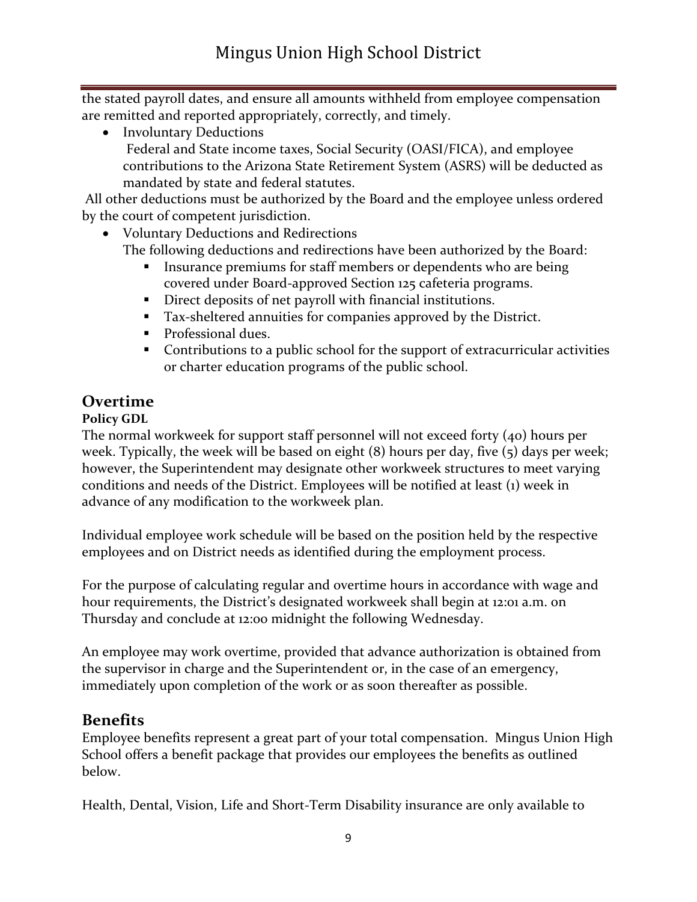the stated payroll dates, and ensure all amounts withheld from employee compensation are remitted and reported appropriately, correctly, and timely.

- Involuntary Deductions
  Federal and State income taxes, Social Security (OASI/FICA), and employee contributions to the Arizona State Retirement System (ASRS) will be deducted as mandated by state and federal statutes.

All other deductions must be authorized by the Board and the employee unless ordered by the court of competent jurisdiction.

- Voluntary Deductions and Redirections
  The following deductions and redirections have been authorized by the Board:
  - Insurance premiums for staff members or dependents who are being covered under Board-approved Section 125 cafeteria programs.
  - Direct deposits of net payroll with financial institutions.
  - Tax-sheltered annuities for companies approved by the District.
  - Professional dues.
  - Contributions to a public school for the support of extracurricular activities or charter education programs of the public school.

## Overtime

**Policy GDL**

The normal workweek for support staff personnel will not exceed forty (40) hours per week. Typically, the week will be based on eight (8) hours per day, five (5) days per week; however, the Superintendent may designate other workweek structures to meet varying conditions and needs of the District. Employees will be notified at least (1) week in advance of any modification to the workweek plan.

Individual employee work schedule will be based on the position held by the respective employees and on District needs as identified during the employment process.

For the purpose of calculating regular and overtime hours in accordance with wage and hour requirements, the District's designated workweek shall begin at 12:01 a.m. on Thursday and conclude at 12:00 midnight the following Wednesday.

An employee may work overtime, provided that advance authorization is obtained from the supervisor in charge and the Superintendent or, in the case of an emergency, immediately upon completion of the work or as soon thereafter as possible.

## Benefits

Employee benefits represent a great part of your total compensation. Mingus Union High School offers a benefit package that provides our employees the benefits as outlined below.

Health, Dental, Vision, Life and Short-Term Disability insurance are only available to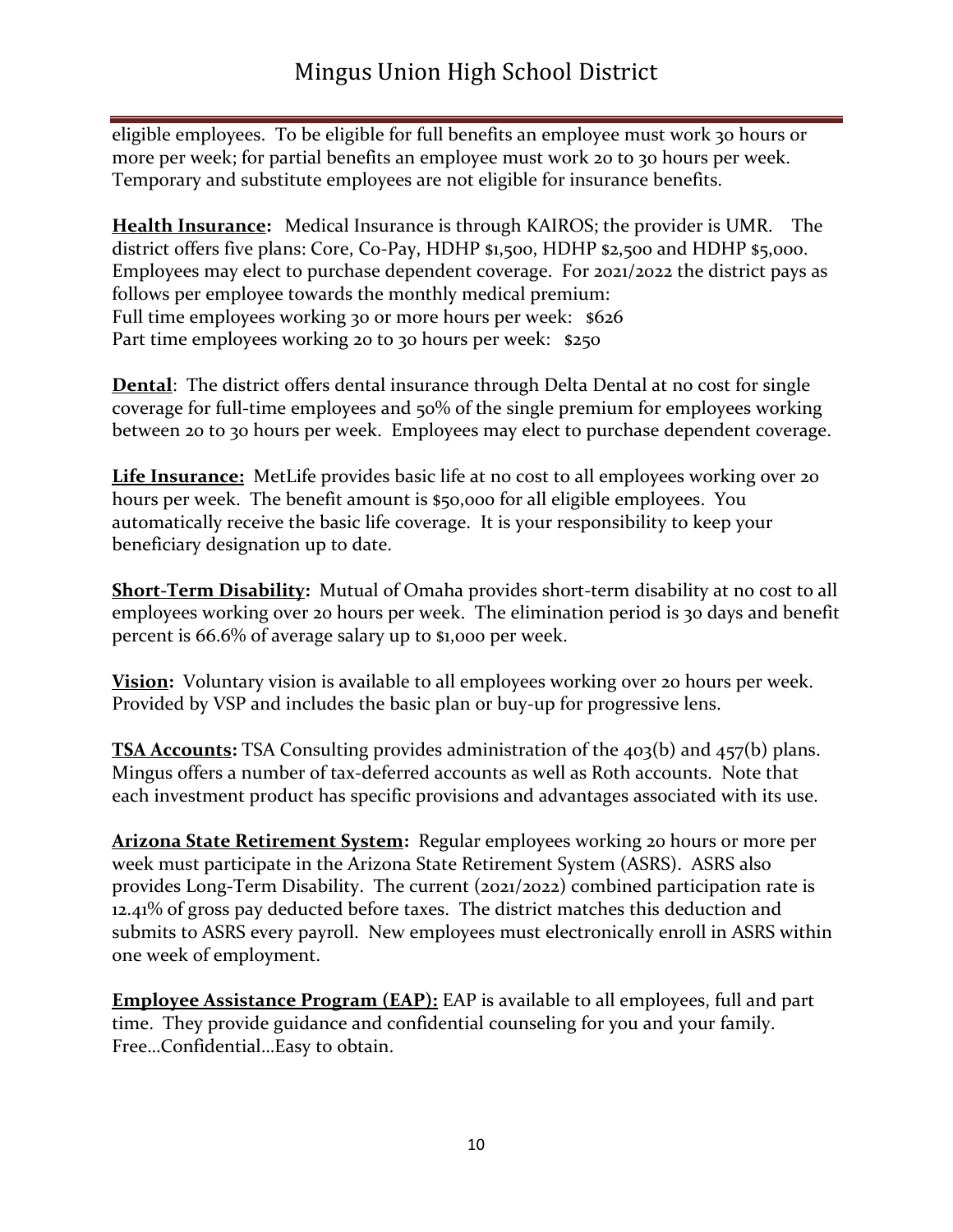eligible employees. To be eligible for full benefits an employee must work 30 hours or more per week; for partial benefits an employee must work 20 to 30 hours per week. Temporary and substitute employees are not eligible for insurance benefits.

**<u>Health Insurance</u>:** Medical Insurance is through KAIROS; the provider is UMR. The district offers five plans: Core, Co-Pay, HDHP $1,500, HDHP $2,500 and HDHP $5,000. Employees may elect to purchase dependent coverage. For 2021/2022 the district pays as follows per employee towards the monthly medical premium:
Full time employees working 30 or more hours per week: $626
Part time employees working 20 to 30 hours per week: $250

**<u>Dental</u>**: The district offers dental insurance through Delta Dental at no cost for single coverage for full-time employees and 50% of the single premium for employees working between 20 to 30 hours per week. Employees may elect to purchase dependent coverage.

**<u>Life Insurance:</u>** MetLife provides basic life at no cost to all employees working over 20 hours per week. The benefit amount is $50,000 for all eligible employees. You automatically receive the basic life coverage. It is your responsibility to keep your beneficiary designation up to date.

**<u>Short-Term Disability</u>:** Mutual of Omaha provides short-term disability at no cost to all employees working over 20 hours per week. The elimination period is 30 days and benefit percent is 66.6% of average salary up to $1,000 per week.

**<u>Vision</u>:** Voluntary vision is available to all employees working over 20 hours per week. Provided by VSP and includes the basic plan or buy-up for progressive lens.

**<u>TSA Accounts</u>:** TSA Consulting provides administration of the 403(b) and 457(b) plans. Mingus offers a number of tax-deferred accounts as well as Roth accounts. Note that each investment product has specific provisions and advantages associated with its use.

**<u>Arizona State Retirement System</u>:** Regular employees working 20 hours or more per week must participate in the Arizona State Retirement System (ASRS). ASRS also provides Long-Term Disability. The current (2021/2022) combined participation rate is 12.41% of gross pay deducted before taxes. The district matches this deduction and submits to ASRS every payroll. New employees must electronically enroll in ASRS within one week of employment.

**<u>Employee Assistance Program (EAP):</u>** EAP is available to all employees, full and part time. They provide guidance and confidential counseling for you and your family. Free…Confidential…Easy to obtain.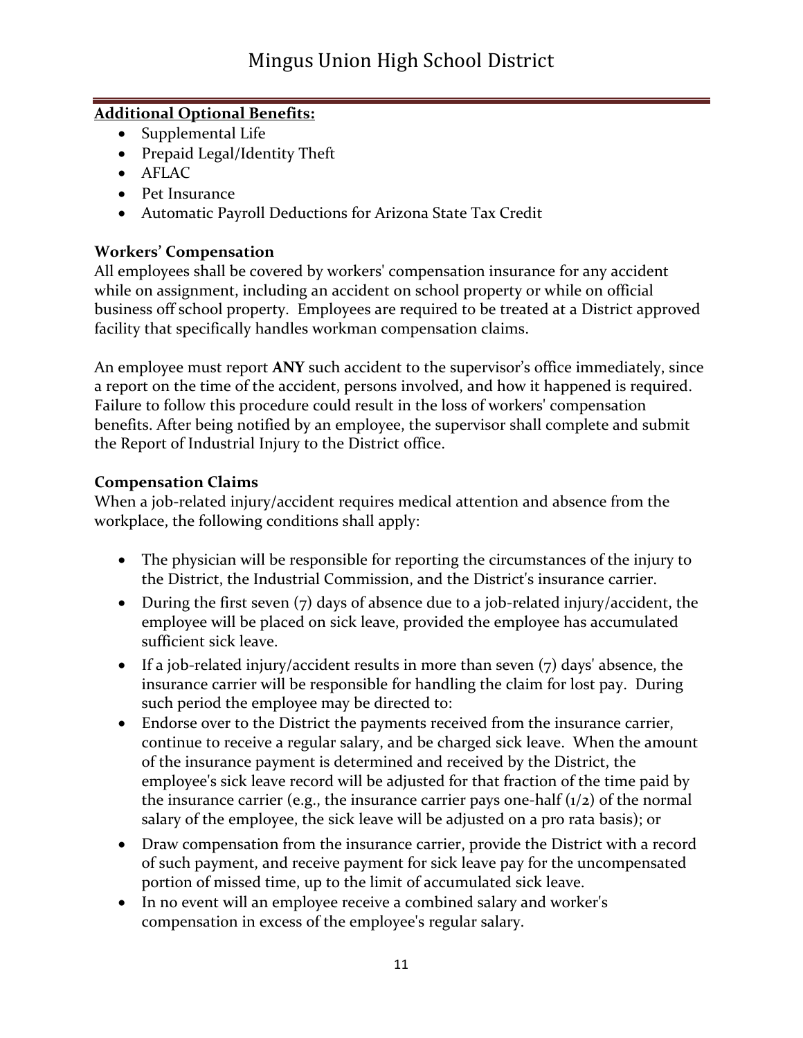**Additional Optional Benefits:**

- Supplemental Life
- Prepaid Legal/Identity Theft
- AFLAC
- Pet Insurance
- Automatic Payroll Deductions for Arizona State Tax Credit

**Workers' Compensation**

All employees shall be covered by workers' compensation insurance for any accident while on assignment, including an accident on school property or while on official business off school property. Employees are required to be treated at a District approved facility that specifically handles workman compensation claims.

An employee must report **ANY** such accident to the supervisor's office immediately, since a report on the time of the accident, persons involved, and how it happened is required. Failure to follow this procedure could result in the loss of workers' compensation benefits. After being notified by an employee, the supervisor shall complete and submit the Report of Industrial Injury to the District office.

**Compensation Claims**

When a job-related injury/accident requires medical attention and absence from the workplace, the following conditions shall apply:

- The physician will be responsible for reporting the circumstances of the injury to the District, the Industrial Commission, and the District's insurance carrier.
- During the first seven (7) days of absence due to a job-related injury/accident, the employee will be placed on sick leave, provided the employee has accumulated sufficient sick leave.
- If a job-related injury/accident results in more than seven (7) days' absence, the insurance carrier will be responsible for handling the claim for lost pay. During such period the employee may be directed to:
- Endorse over to the District the payments received from the insurance carrier, continue to receive a regular salary, and be charged sick leave. When the amount of the insurance payment is determined and received by the District, the employee's sick leave record will be adjusted for that fraction of the time paid by the insurance carrier (e.g., the insurance carrier pays one-half (1/2) of the normal salary of the employee, the sick leave will be adjusted on a pro rata basis); or
- Draw compensation from the insurance carrier, provide the District with a record of such payment, and receive payment for sick leave pay for the uncompensated portion of missed time, up to the limit of accumulated sick leave.
- In no event will an employee receive a combined salary and worker's compensation in excess of the employee's regular salary.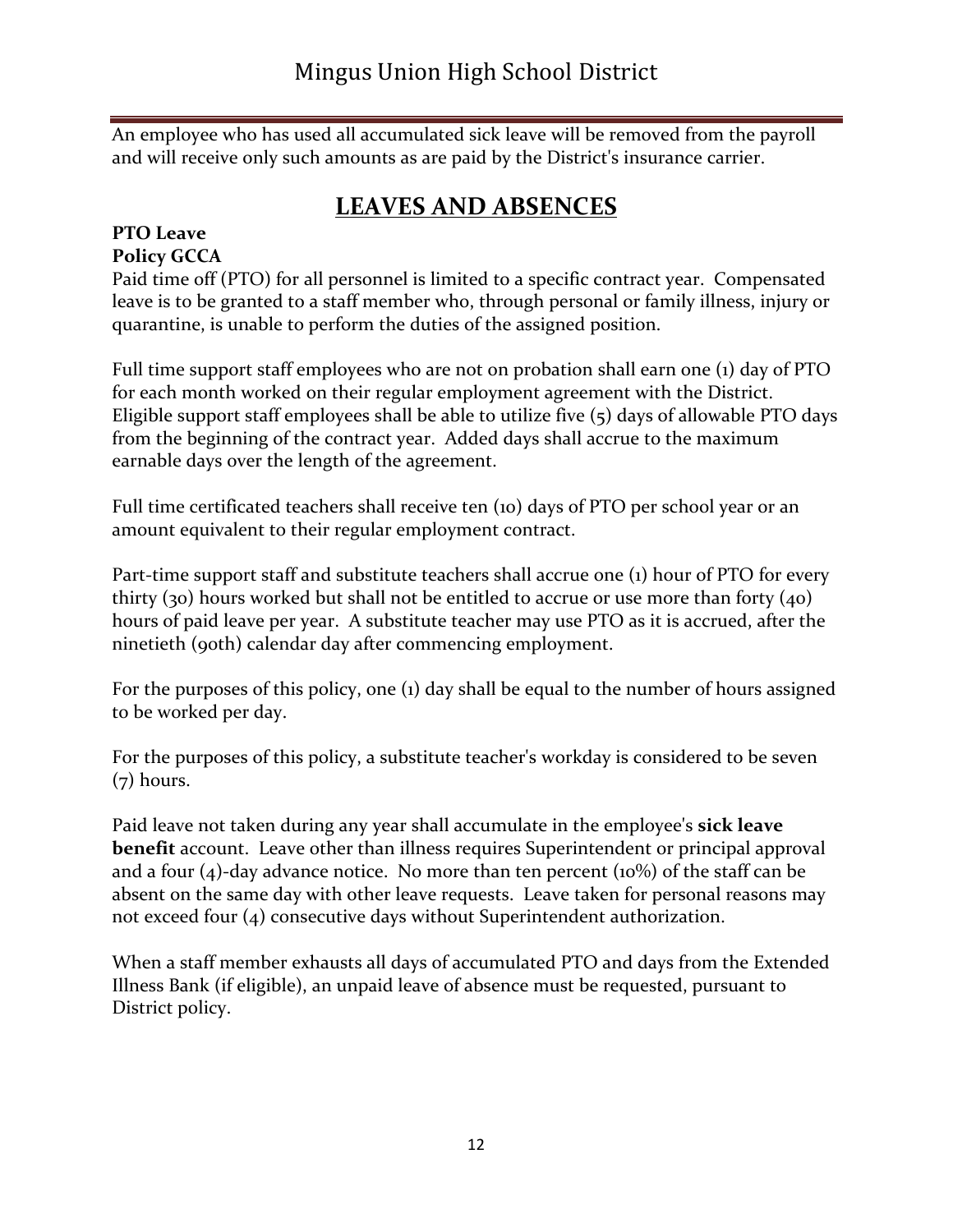An employee who has used all accumulated sick leave will be removed from the payroll and will receive only such amounts as are paid by the District's insurance carrier.

# LEAVES AND ABSENCES

**PTO Leave**
**Policy GCCA**

Paid time off (PTO) for all personnel is limited to a specific contract year. Compensated leave is to be granted to a staff member who, through personal or family illness, injury or quarantine, is unable to perform the duties of the assigned position.

Full time support staff employees who are not on probation shall earn one (1) day of PTO for each month worked on their regular employment agreement with the District. Eligible support staff employees shall be able to utilize five (5) days of allowable PTO days from the beginning of the contract year. Added days shall accrue to the maximum earnable days over the length of the agreement.

Full time certificated teachers shall receive ten (10) days of PTO per school year or an amount equivalent to their regular employment contract.

Part-time support staff and substitute teachers shall accrue one (1) hour of PTO for every thirty (30) hours worked but shall not be entitled to accrue or use more than forty (40) hours of paid leave per year. A substitute teacher may use PTO as it is accrued, after the ninetieth (90th) calendar day after commencing employment.

For the purposes of this policy, one (1) day shall be equal to the number of hours assigned to be worked per day.

For the purposes of this policy, a substitute teacher's workday is considered to be seven (7) hours.

Paid leave not taken during any year shall accumulate in the employee's **sick leave benefit** account. Leave other than illness requires Superintendent or principal approval and a four (4)-day advance notice. No more than ten percent (10%) of the staff can be absent on the same day with other leave requests. Leave taken for personal reasons may not exceed four (4) consecutive days without Superintendent authorization.

When a staff member exhausts all days of accumulated PTO and days from the Extended Illness Bank (if eligible), an unpaid leave of absence must be requested, pursuant to District policy.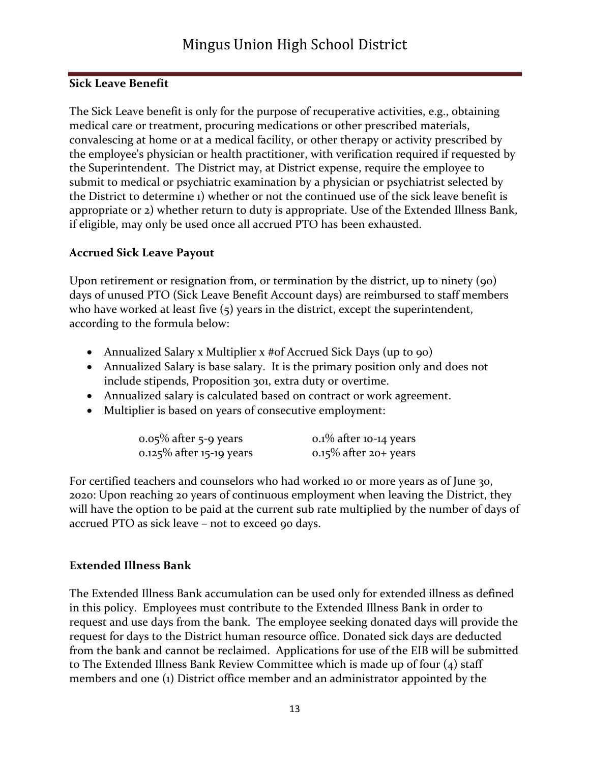### Sick Leave Benefit

The Sick Leave benefit is only for the purpose of recuperative activities, e.g., obtaining medical care or treatment, procuring medications or other prescribed materials, convalescing at home or at a medical facility, or other therapy or activity prescribed by the employee's physician or health practitioner, with verification required if requested by the Superintendent. The District may, at District expense, require the employee to submit to medical or psychiatric examination by a physician or psychiatrist selected by the District to determine 1) whether or not the continued use of the sick leave benefit is appropriate or 2) whether return to duty is appropriate. Use of the Extended Illness Bank, if eligible, may only be used once all accrued PTO has been exhausted.

### Accrued Sick Leave Payout

Upon retirement or resignation from, or termination by the district, up to ninety (90) days of unused PTO (Sick Leave Benefit Account days) are reimbursed to staff members who have worked at least five (5) years in the district, except the superintendent, according to the formula below:

- Annualized Salary x Multiplier x #of Accrued Sick Days (up to 90)
- Annualized Salary is base salary. It is the primary position only and does not include stipends, Proposition 301, extra duty or overtime.
- Annualized salary is calculated based on contract or work agreement.
- Multiplier is based on years of consecutive employment:

| | |
|---|---|
| 0.05% after 5-9 years | 0.1% after 10-14 years |
| 0.125% after 15-19 years | 0.15% after 20+ years |

For certified teachers and counselors who had worked 10 or more years as of June 30, 2020: Upon reaching 20 years of continuous employment when leaving the District, they will have the option to be paid at the current sub rate multiplied by the number of days of accrued PTO as sick leave – not to exceed 90 days.

### Extended Illness Bank

The Extended Illness Bank accumulation can be used only for extended illness as defined in this policy. Employees must contribute to the Extended Illness Bank in order to request and use days from the bank. The employee seeking donated days will provide the request for days to the District human resource office. Donated sick days are deducted from the bank and cannot be reclaimed. Applications for use of the EIB will be submitted to The Extended Illness Bank Review Committee which is made up of four (4) staff members and one (1) District office member and an administrator appointed by the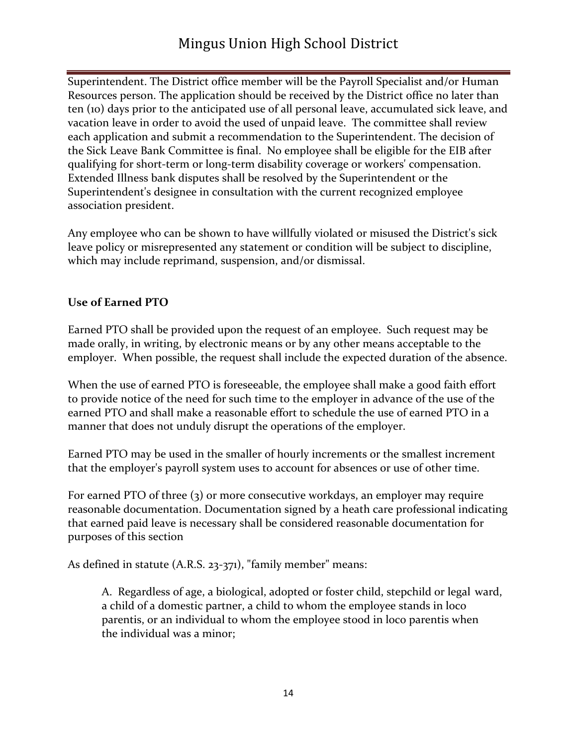Superintendent. The District office member will be the Payroll Specialist and/or Human Resources person. The application should be received by the District office no later than ten (10) days prior to the anticipated use of all personal leave, accumulated sick leave, and vacation leave in order to avoid the used of unpaid leave. The committee shall review each application and submit a recommendation to the Superintendent. The decision of the Sick Leave Bank Committee is final. No employee shall be eligible for the EIB after qualifying for short-term or long-term disability coverage or workers' compensation. Extended Illness bank disputes shall be resolved by the Superintendent or the Superintendent's designee in consultation with the current recognized employee association president.

Any employee who can be shown to have willfully violated or misused the District's sick leave policy or misrepresented any statement or condition will be subject to discipline, which may include reprimand, suspension, and/or dismissal.

**Use of Earned PTO**

Earned PTO shall be provided upon the request of an employee. Such request may be made orally, in writing, by electronic means or by any other means acceptable to the employer. When possible, the request shall include the expected duration of the absence.

When the use of earned PTO is foreseeable, the employee shall make a good faith effort to provide notice of the need for such time to the employer in advance of the use of the earned PTO and shall make a reasonable effort to schedule the use of earned PTO in a manner that does not unduly disrupt the operations of the employer.

Earned PTO may be used in the smaller of hourly increments or the smallest increment that the employer's payroll system uses to account for absences or use of other time.

For earned PTO of three (3) or more consecutive workdays, an employer may require reasonable documentation. Documentation signed by a heath care professional indicating that earned paid leave is necessary shall be considered reasonable documentation for purposes of this section

As defined in statute (A.R.S. 23-371), "family member" means:

> A. Regardless of age, a biological, adopted or foster child, stepchild or legal ward, a child of a domestic partner, a child to whom the employee stands in loco parentis, or an individual to whom the employee stood in loco parentis when the individual was a minor;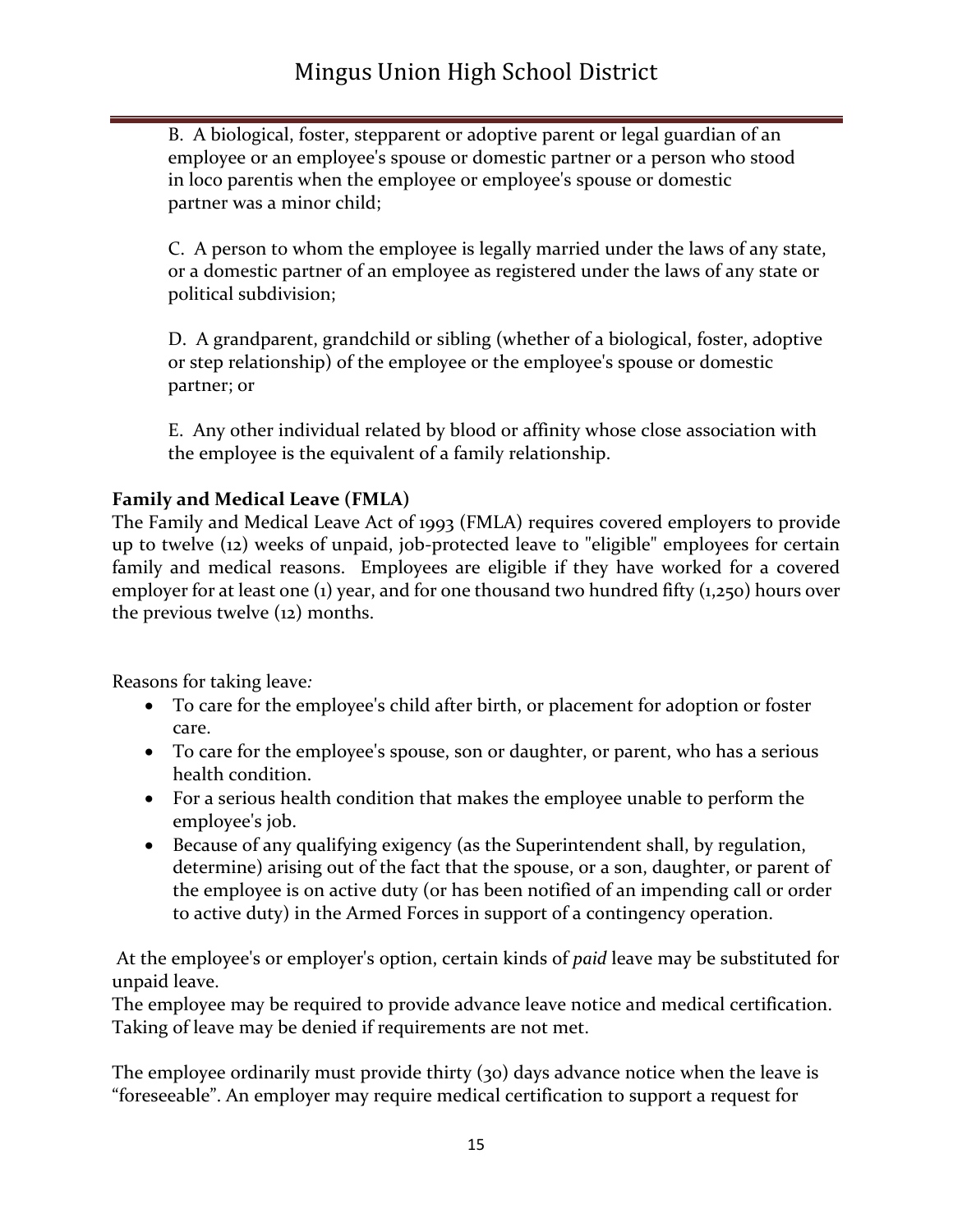B. A biological, foster, stepparent or adoptive parent or legal guardian of an employee or an employee's spouse or domestic partner or a person who stood in loco parentis when the employee or employee's spouse or domestic partner was a minor child;

C. A person to whom the employee is legally married under the laws of any state, or a domestic partner of an employee as registered under the laws of any state or political subdivision;

D. A grandparent, grandchild or sibling (whether of a biological, foster, adoptive or step relationship) of the employee or the employee's spouse or domestic partner; or

E. Any other individual related by blood or affinity whose close association with the employee is the equivalent of a family relationship.

**Family and Medical Leave (FMLA)**

The Family and Medical Leave Act of 1993 (FMLA) requires covered employers to provide up to twelve (12) weeks of unpaid, job-protected leave to "eligible" employees for certain family and medical reasons. Employees are eligible if they have worked for a covered employer for at least one (1) year, and for one thousand two hundred fifty (1,250) hours over the previous twelve (12) months.

Reasons for taking leave*:*

- To care for the employee's child after birth, or placement for adoption or foster care.
- To care for the employee's spouse, son or daughter, or parent, who has a serious health condition.
- For a serious health condition that makes the employee unable to perform the employee's job.
- Because of any qualifying exigency (as the Superintendent shall, by regulation, determine) arising out of the fact that the spouse, or a son, daughter, or parent of the employee is on active duty (or has been notified of an impending call or order to active duty) in the Armed Forces in support of a contingency operation.

At the employee's or employer's option, certain kinds of *paid* leave may be substituted for unpaid leave.
The employee may be required to provide advance leave notice and medical certification. Taking of leave may be denied if requirements are not met.

The employee ordinarily must provide thirty (30) days advance notice when the leave is "foreseeable". An employer may require medical certification to support a request for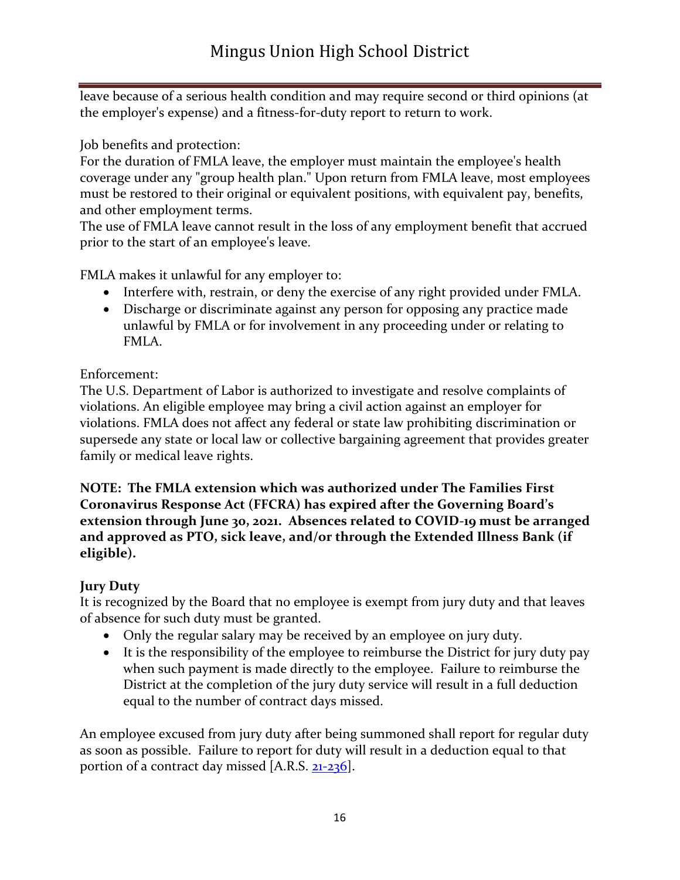leave because of a serious health condition and may require second or third opinions (at the employer's expense) and a fitness-for-duty report to return to work.

Job benefits and protection:
For the duration of FMLA leave, the employer must maintain the employee's health coverage under any "group health plan." Upon return from FMLA leave, most employees must be restored to their original or equivalent positions, with equivalent pay, benefits, and other employment terms.
The use of FMLA leave cannot result in the loss of any employment benefit that accrued prior to the start of an employee's leave.

FMLA makes it unlawful for any employer to:

- Interfere with, restrain, or deny the exercise of any right provided under FMLA.
- Discharge or discriminate against any person for opposing any practice made unlawful by FMLA or for involvement in any proceeding under or relating to FMLA.

Enforcement:
The U.S. Department of Labor is authorized to investigate and resolve complaints of violations. An eligible employee may bring a civil action against an employer for violations. FMLA does not affect any federal or state law prohibiting discrimination or supersede any state or local law or collective bargaining agreement that provides greater family or medical leave rights.

**NOTE: The FMLA extension which was authorized under The Families First Coronavirus Response Act (FFCRA) has expired after the Governing Board's extension through June 30, 2021. Absences related to COVID-19 must be arranged and approved as PTO, sick leave, and/or through the Extended Illness Bank (if eligible).**

**Jury Duty**
It is recognized by the Board that no employee is exempt from jury duty and that leaves of absence for such duty must be granted.

- Only the regular salary may be received by an employee on jury duty.
- It is the responsibility of the employee to reimburse the District for jury duty pay when such payment is made directly to the employee. Failure to reimburse the District at the completion of the jury duty service will result in a full deduction equal to the number of contract days missed.

An employee excused from jury duty after being summoned shall report for regular duty as soon as possible. Failure to report for duty will result in a deduction equal to that portion of a contract day missed [A.R.S. 21-236].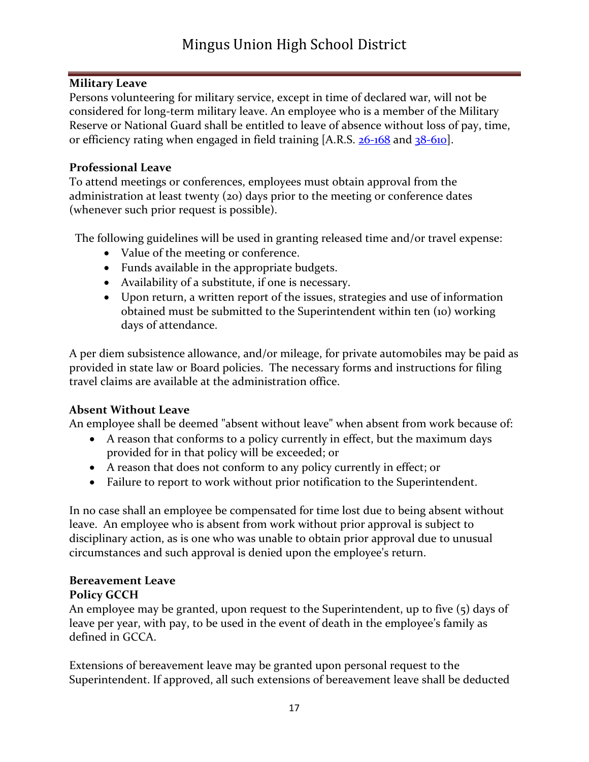**Military Leave**

Persons volunteering for military service, except in time of declared war, will not be considered for long-term military leave. An employee who is a member of the Military Reserve or National Guard shall be entitled to leave of absence without loss of pay, time, or efficiency rating when engaged in field training [A.R.S. 26-168 and 38-610].

**Professional Leave**

To attend meetings or conferences, employees must obtain approval from the administration at least twenty (20) days prior to the meeting or conference dates (whenever such prior request is possible).

The following guidelines will be used in granting released time and/or travel expense:

- Value of the meeting or conference.
- Funds available in the appropriate budgets.
- Availability of a substitute, if one is necessary.
- Upon return, a written report of the issues, strategies and use of information obtained must be submitted to the Superintendent within ten (10) working days of attendance.

A per diem subsistence allowance, and/or mileage, for private automobiles may be paid as provided in state law or Board policies. The necessary forms and instructions for filing travel claims are available at the administration office.

**Absent Without Leave**

An employee shall be deemed "absent without leave" when absent from work because of:

- A reason that conforms to a policy currently in effect, but the maximum days provided for in that policy will be exceeded; or
- A reason that does not conform to any policy currently in effect; or
- Failure to report to work without prior notification to the Superintendent.

In no case shall an employee be compensated for time lost due to being absent without leave. An employee who is absent from work without prior approval is subject to disciplinary action, as is one who was unable to obtain prior approval due to unusual circumstances and such approval is denied upon the employee's return.

**Bereavement Leave**
**Policy GCCH**

An employee may be granted, upon request to the Superintendent, up to five (5) days of leave per year, with pay, to be used in the event of death in the employee's family as defined in GCCA.

Extensions of bereavement leave may be granted upon personal request to the Superintendent. If approved, all such extensions of bereavement leave shall be deducted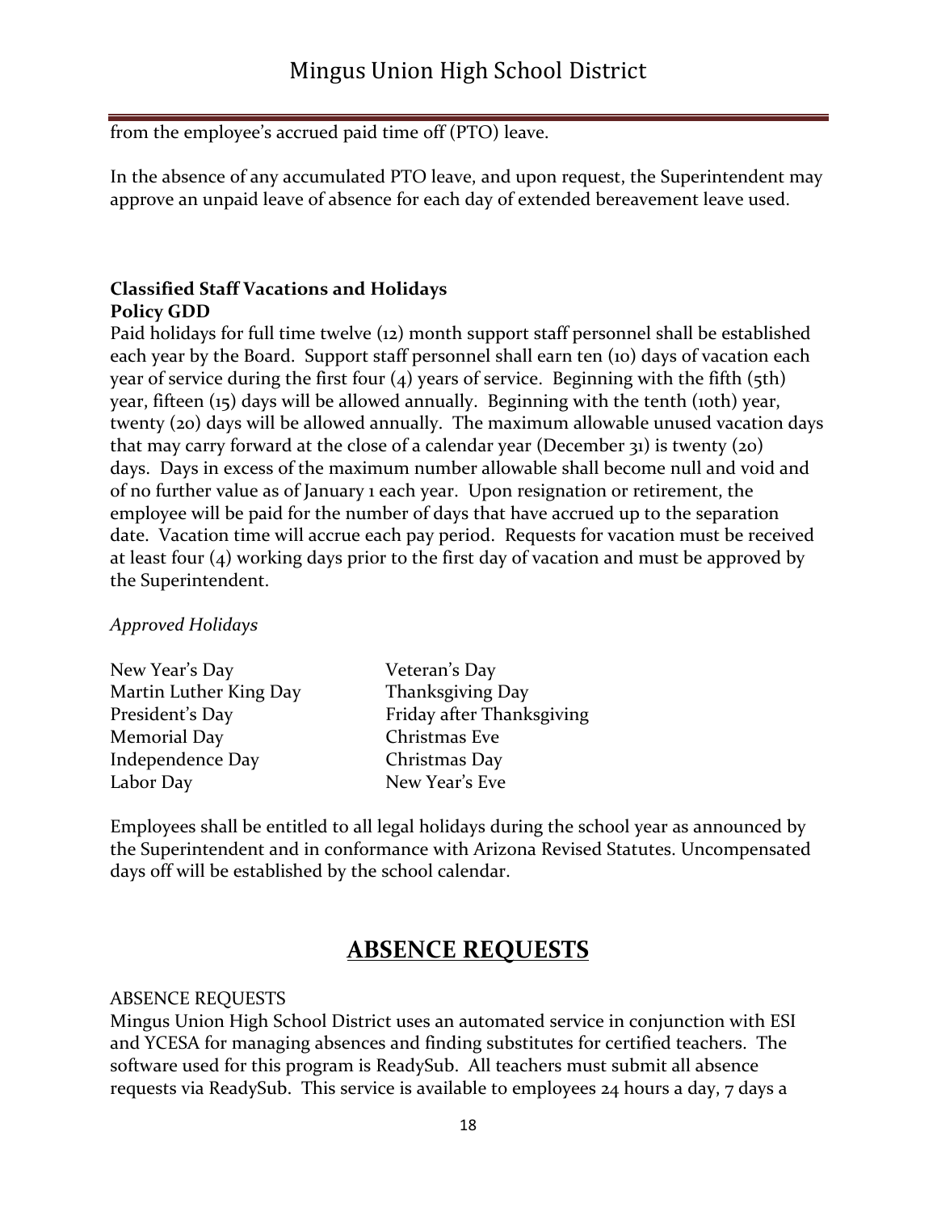from the employee's accrued paid time off (PTO) leave.

In the absence of any accumulated PTO leave, and upon request, the Superintendent may approve an unpaid leave of absence for each day of extended bereavement leave used.

**Classified Staff Vacations and Holidays**
**Policy GDD**
Paid holidays for full time twelve (12) month support staff personnel shall be established each year by the Board. Support staff personnel shall earn ten (10) days of vacation each year of service during the first four (4) years of service. Beginning with the fifth (5th) year, fifteen (15) days will be allowed annually. Beginning with the tenth (10th) year, twenty (20) days will be allowed annually. The maximum allowable unused vacation days that may carry forward at the close of a calendar year (December 31) is twenty (20) days. Days in excess of the maximum number allowable shall become null and void and of no further value as of January 1 each year. Upon resignation or retirement, the employee will be paid for the number of days that have accrued up to the separation date. Vacation time will accrue each pay period. Requests for vacation must be received at least four (4) working days prior to the first day of vacation and must be approved by the Superintendent.

*Approved Holidays*

| | |
|---|---|
| New Year's Day | Veteran's Day |
| Martin Luther King Day | Thanksgiving Day |
| President's Day | Friday after Thanksgiving |
| Memorial Day | Christmas Eve |
| Independence Day | Christmas Day |
| Labor Day | New Year's Eve |

Employees shall be entitled to all legal holidays during the school year as announced by the Superintendent and in conformance with Arizona Revised Statutes. Uncompensated days off will be established by the school calendar.

## ABSENCE REQUESTS

ABSENCE REQUESTS
Mingus Union High School District uses an automated service in conjunction with ESI and YCESA for managing absences and finding substitutes for certified teachers. The software used for this program is ReadySub. All teachers must submit all absence requests via ReadySub. This service is available to employees 24 hours a day, 7 days a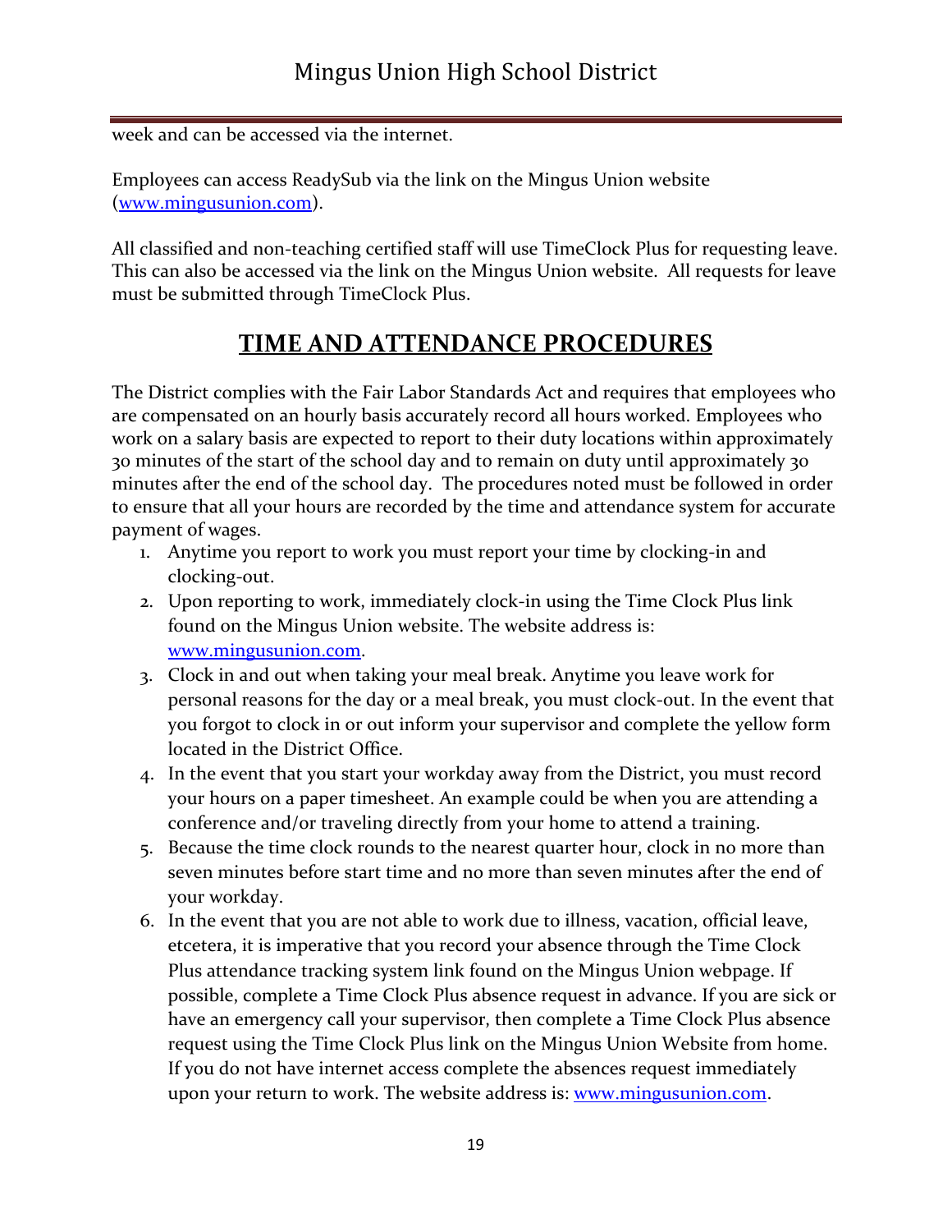week and can be accessed via the internet.

Employees can access ReadySub via the link on the Mingus Union website ([www.mingusunion.com](http://www.mingusunion.com)).

All classified and non-teaching certified staff will use TimeClock Plus for requesting leave. This can also be accessed via the link on the Mingus Union website. All requests for leave must be submitted through TimeClock Plus.

## TIME AND ATTENDANCE PROCEDURES

The District complies with the Fair Labor Standards Act and requires that employees who are compensated on an hourly basis accurately record all hours worked. Employees who work on a salary basis are expected to report to their duty locations within approximately 30 minutes of the start of the school day and to remain on duty until approximately 30 minutes after the end of the school day. The procedures noted must be followed in order to ensure that all your hours are recorded by the time and attendance system for accurate payment of wages.

1. Anytime you report to work you must report your time by clocking-in and clocking-out.
2. Upon reporting to work, immediately clock-in using the Time Clock Plus link found on the Mingus Union website. The website address is: [www.mingusunion.com](http://www.mingusunion.com).
3. Clock in and out when taking your meal break. Anytime you leave work for personal reasons for the day or a meal break, you must clock-out. In the event that you forgot to clock in or out inform your supervisor and complete the yellow form located in the District Office.
4. In the event that you start your workday away from the District, you must record your hours on a paper timesheet. An example could be when you are attending a conference and/or traveling directly from your home to attend a training.
5. Because the time clock rounds to the nearest quarter hour, clock in no more than seven minutes before start time and no more than seven minutes after the end of your workday.
6. In the event that you are not able to work due to illness, vacation, official leave, etcetera, it is imperative that you record your absence through the Time Clock Plus attendance tracking system link found on the Mingus Union webpage. If possible, complete a Time Clock Plus absence request in advance. If you are sick or have an emergency call your supervisor, then complete a Time Clock Plus absence request using the Time Clock Plus link on the Mingus Union Website from home. If you do not have internet access complete the absences request immediately upon your return to work. The website address is: [www.mingusunion.com](http://www.mingusunion.com).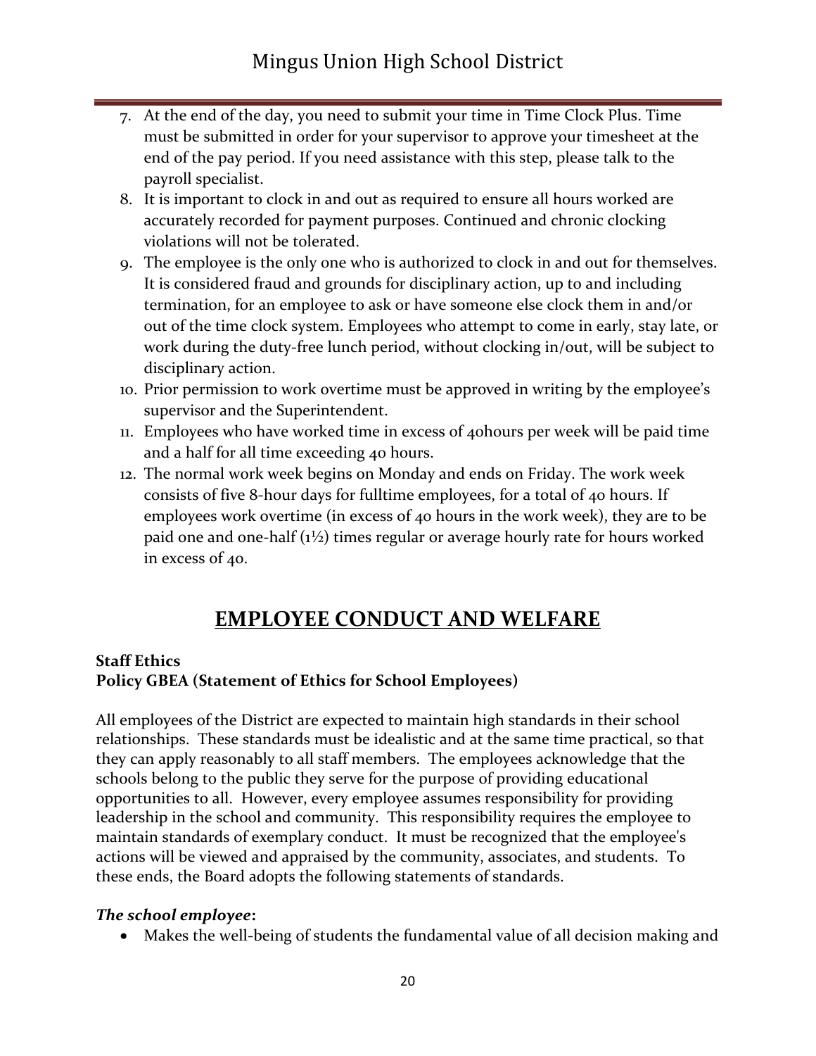7. At the end of the day, you need to submit your time in Time Clock Plus. Time must be submitted in order for your supervisor to approve your timesheet at the end of the pay period. If you need assistance with this step, please talk to the payroll specialist.
8. It is important to clock in and out as required to ensure all hours worked are accurately recorded for payment purposes. Continued and chronic clocking violations will not be tolerated.
9. The employee is the only one who is authorized to clock in and out for themselves. It is considered fraud and grounds for disciplinary action, up to and including termination, for an employee to ask or have someone else clock them in and/or out of the time clock system. Employees who attempt to come in early, stay late, or work during the duty-free lunch period, without clocking in/out, will be subject to disciplinary action.
10. Prior permission to work overtime must be approved in writing by the employee's supervisor and the Superintendent.
11. Employees who have worked time in excess of 40hours per week will be paid time and a half for all time exceeding 40 hours.
12. The normal work week begins on Monday and ends on Friday. The work week consists of five 8-hour days for fulltime employees, for a total of 40 hours. If employees work overtime (in excess of 40 hours in the work week), they are to be paid one and one-half (1½) times regular or average hourly rate for hours worked in excess of 40.

# EMPLOYEE CONDUCT AND WELFARE

**Staff Ethics**
**Policy GBEA (Statement of Ethics for School Employees)**

All employees of the District are expected to maintain high standards in their school relationships. These standards must be idealistic and at the same time practical, so that they can apply reasonably to all staff members. The employees acknowledge that the schools belong to the public they serve for the purpose of providing educational opportunities to all. However, every employee assumes responsibility for providing leadership in the school and community. This responsibility requires the employee to maintain standards of exemplary conduct. It must be recognized that the employee's actions will be viewed and appraised by the community, associates, and students. To these ends, the Board adopts the following statements of standards.

***The school employee*:**

- Makes the well-being of students the fundamental value of all decision making and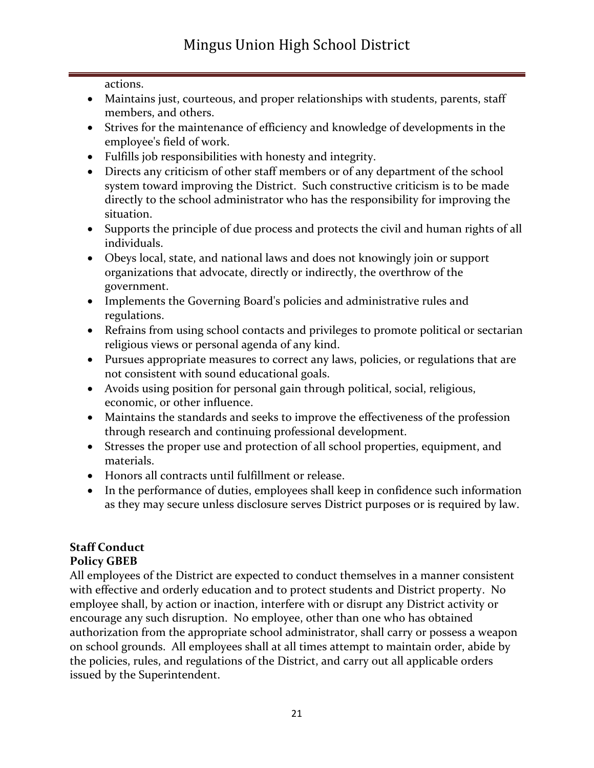actions.

- Maintains just, courteous, and proper relationships with students, parents, staff members, and others.
- Strives for the maintenance of efficiency and knowledge of developments in the employee's field of work.
- Fulfills job responsibilities with honesty and integrity.
- Directs any criticism of other staff members or of any department of the school system toward improving the District. Such constructive criticism is to be made directly to the school administrator who has the responsibility for improving the situation.
- Supports the principle of due process and protects the civil and human rights of all individuals.
- Obeys local, state, and national laws and does not knowingly join or support organizations that advocate, directly or indirectly, the overthrow of the government.
- Implements the Governing Board's policies and administrative rules and regulations.
- Refrains from using school contacts and privileges to promote political or sectarian religious views or personal agenda of any kind.
- Pursues appropriate measures to correct any laws, policies, or regulations that are not consistent with sound educational goals.
- Avoids using position for personal gain through political, social, religious, economic, or other influence.
- Maintains the standards and seeks to improve the effectiveness of the profession through research and continuing professional development.
- Stresses the proper use and protection of all school properties, equipment, and materials.
- Honors all contracts until fulfillment or release.
- In the performance of duties, employees shall keep in confidence such information as they may secure unless disclosure serves District purposes or is required by law.

**Staff Conduct**
**Policy GBEB**

All employees of the District are expected to conduct themselves in a manner consistent with effective and orderly education and to protect students and District property. No employee shall, by action or inaction, interfere with or disrupt any District activity or encourage any such disruption. No employee, other than one who has obtained authorization from the appropriate school administrator, shall carry or possess a weapon on school grounds. All employees shall at all times attempt to maintain order, abide by the policies, rules, and regulations of the District, and carry out all applicable orders issued by the Superintendent.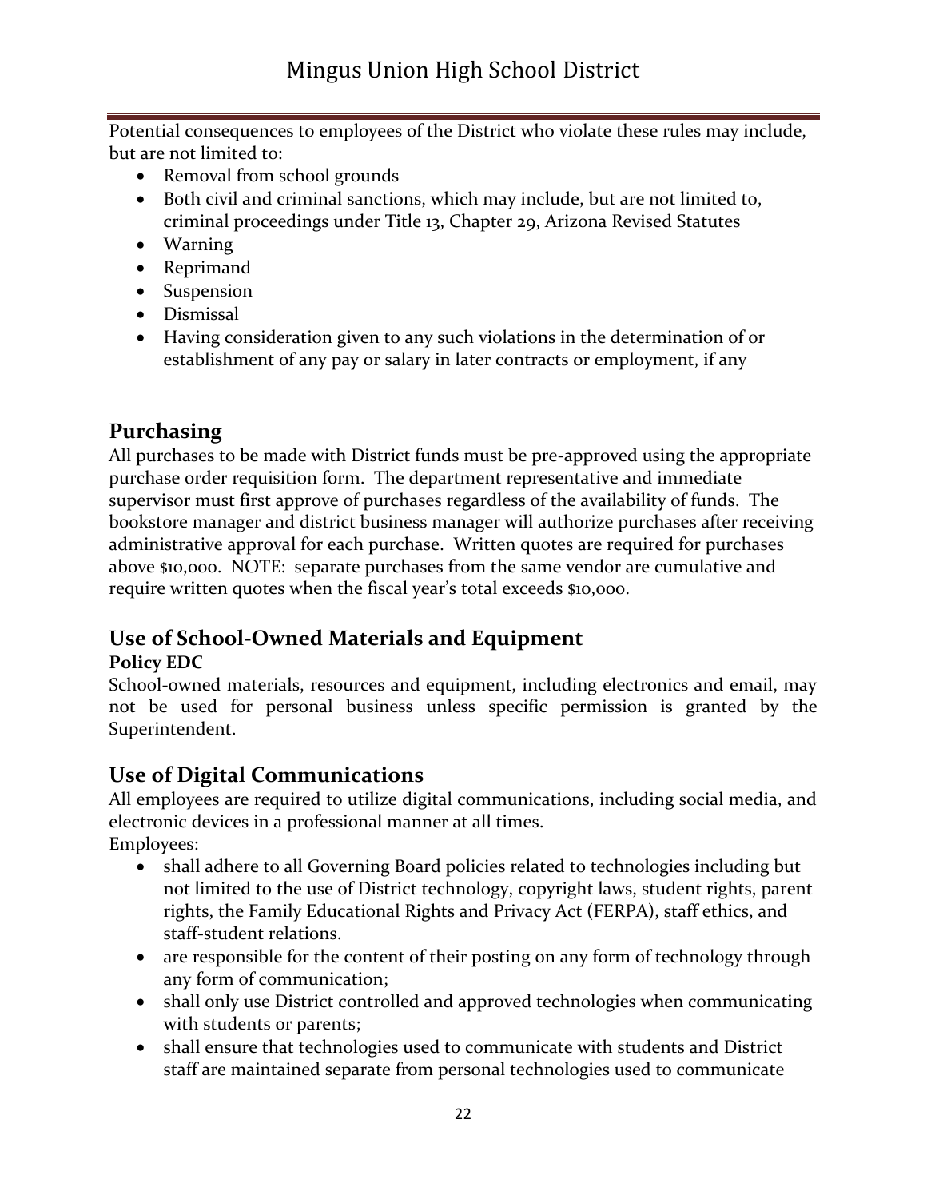Potential consequences to employees of the District who violate these rules may include, but are not limited to:

- Removal from school grounds
- Both civil and criminal sanctions, which may include, but are not limited to, criminal proceedings under Title 13, Chapter 29, Arizona Revised Statutes
- Warning
- Reprimand
- Suspension
- Dismissal
- Having consideration given to any such violations in the determination of or establishment of any pay or salary in later contracts or employment, if any

## Purchasing

All purchases to be made with District funds must be pre-approved using the appropriate purchase order requisition form. The department representative and immediate supervisor must first approve of purchases regardless of the availability of funds. The bookstore manager and district business manager will authorize purchases after receiving administrative approval for each purchase. Written quotes are required for purchases above $10,000. NOTE: separate purchases from the same vendor are cumulative and require written quotes when the fiscal year's total exceeds $10,000.

## Use of School-Owned Materials and Equipment

### Policy EDC

School-owned materials, resources and equipment, including electronics and email, may not be used for personal business unless specific permission is granted by the Superintendent.

## Use of Digital Communications

All employees are required to utilize digital communications, including social media, and electronic devices in a professional manner at all times.

Employees:

- shall adhere to all Governing Board policies related to technologies including but not limited to the use of District technology, copyright laws, student rights, parent rights, the Family Educational Rights and Privacy Act (FERPA), staff ethics, and staff-student relations.
- are responsible for the content of their posting on any form of technology through any form of communication;
- shall only use District controlled and approved technologies when communicating with students or parents;
- shall ensure that technologies used to communicate with students and District staff are maintained separate from personal technologies used to communicate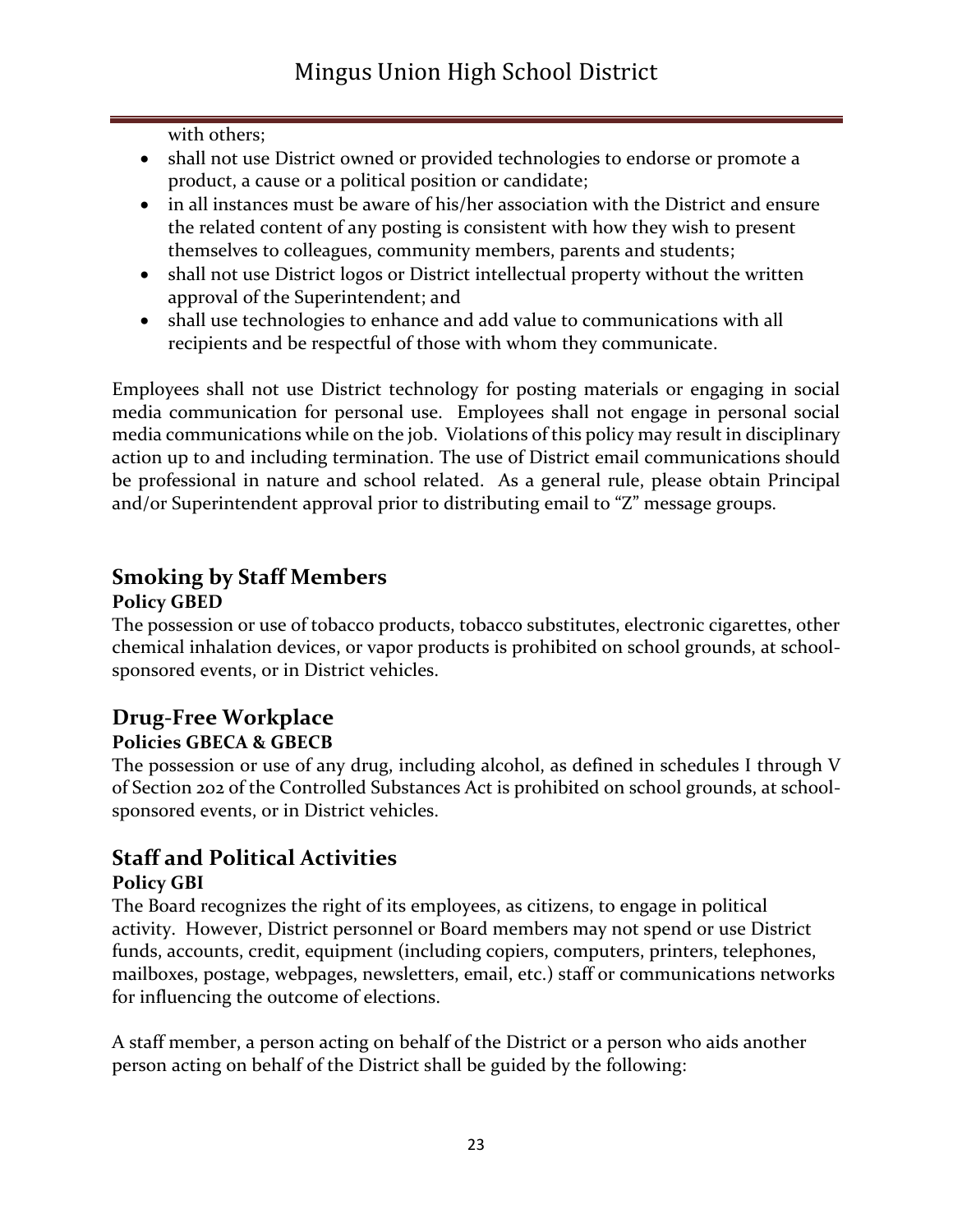with others;

- shall not use District owned or provided technologies to endorse or promote a product, a cause or a political position or candidate;
- in all instances must be aware of his/her association with the District and ensure the related content of any posting is consistent with how they wish to present themselves to colleagues, community members, parents and students;
- shall not use District logos or District intellectual property without the written approval of the Superintendent; and
- shall use technologies to enhance and add value to communications with all recipients and be respectful of those with whom they communicate.

Employees shall not use District technology for posting materials or engaging in social media communication for personal use. Employees shall not engage in personal social media communications while on the job. Violations of this policy may result in disciplinary action up to and including termination. The use of District email communications should be professional in nature and school related. As a general rule, please obtain Principal and/or Superintendent approval prior to distributing email to "Z" message groups.

## Smoking by Staff Members

### Policy GBED

The possession or use of tobacco products, tobacco substitutes, electronic cigarettes, other chemical inhalation devices, or vapor products is prohibited on school grounds, at school-sponsored events, or in District vehicles.

## Drug-Free Workplace

### Policies GBECA & GBECB

The possession or use of any drug, including alcohol, as defined in schedules I through V of Section 202 of the Controlled Substances Act is prohibited on school grounds, at school-sponsored events, or in District vehicles.

## Staff and Political Activities

### Policy GBI

The Board recognizes the right of its employees, as citizens, to engage in political activity. However, District personnel or Board members may not spend or use District funds, accounts, credit, equipment (including copiers, computers, printers, telephones, mailboxes, postage, webpages, newsletters, email, etc.) staff or communications networks for influencing the outcome of elections.

A staff member, a person acting on behalf of the District or a person who aids another person acting on behalf of the District shall be guided by the following: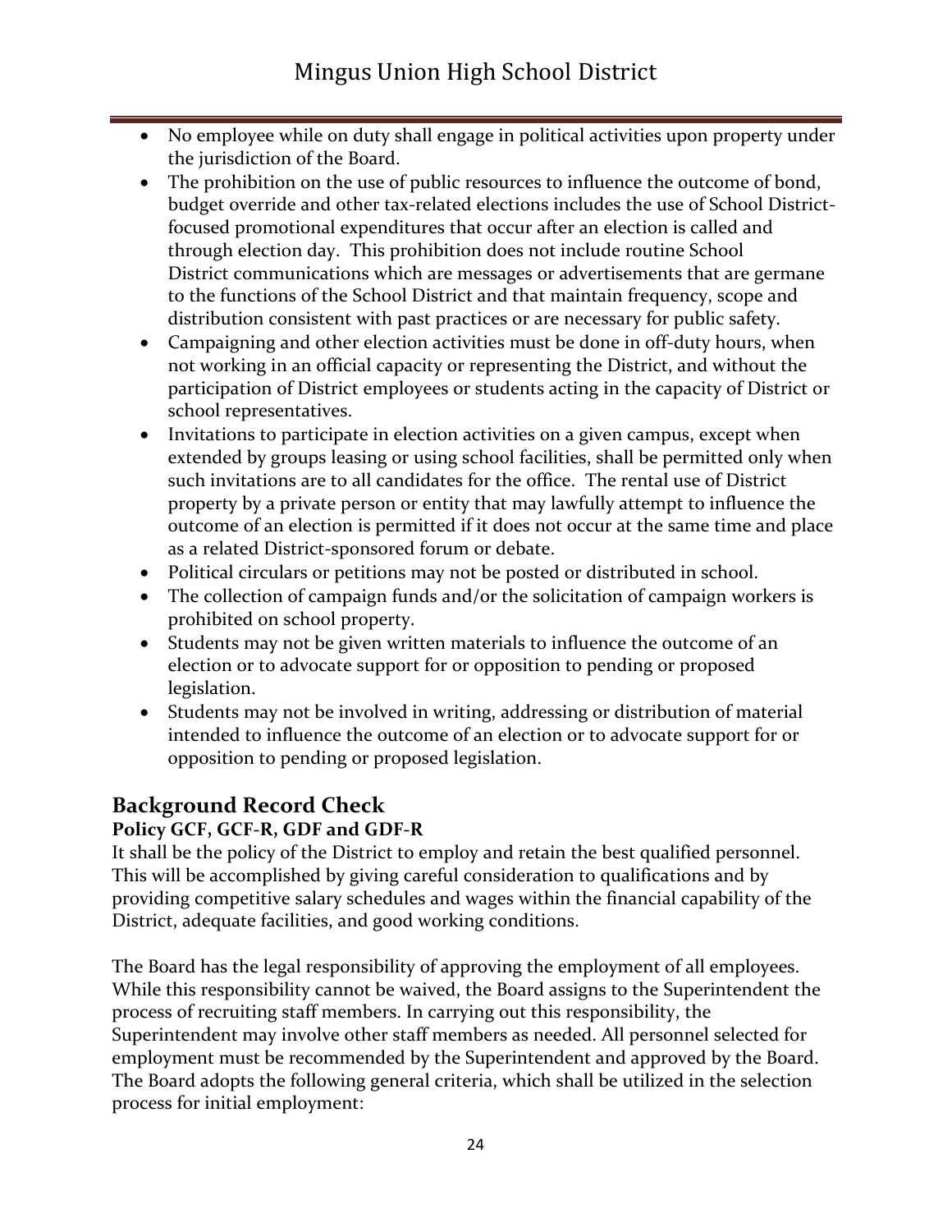- No employee while on duty shall engage in political activities upon property under the jurisdiction of the Board.
- The prohibition on the use of public resources to influence the outcome of bond, budget override and other tax-related elections includes the use of School District-focused promotional expenditures that occur after an election is called and through election day. This prohibition does not include routine School District communications which are messages or advertisements that are germane to the functions of the School District and that maintain frequency, scope and distribution consistent with past practices or are necessary for public safety.
- Campaigning and other election activities must be done in off-duty hours, when not working in an official capacity or representing the District, and without the participation of District employees or students acting in the capacity of District or school representatives.
- Invitations to participate in election activities on a given campus, except when extended by groups leasing or using school facilities, shall be permitted only when such invitations are to all candidates for the office. The rental use of District property by a private person or entity that may lawfully attempt to influence the outcome of an election is permitted if it does not occur at the same time and place as a related District-sponsored forum or debate.
- Political circulars or petitions may not be posted or distributed in school.
- The collection of campaign funds and/or the solicitation of campaign workers is prohibited on school property.
- Students may not be given written materials to influence the outcome of an election or to advocate support for or opposition to pending or proposed legislation.
- Students may not be involved in writing, addressing or distribution of material intended to influence the outcome of an election or to advocate support for or opposition to pending or proposed legislation.

## Background Record Check

### Policy GCF, GCF-R, GDF and GDF-R

It shall be the policy of the District to employ and retain the best qualified personnel. This will be accomplished by giving careful consideration to qualifications and by providing competitive salary schedules and wages within the financial capability of the District, adequate facilities, and good working conditions.

The Board has the legal responsibility of approving the employment of all employees. While this responsibility cannot be waived, the Board assigns to the Superintendent the process of recruiting staff members. In carrying out this responsibility, the Superintendent may involve other staff members as needed. All personnel selected for employment must be recommended by the Superintendent and approved by the Board. The Board adopts the following general criteria, which shall be utilized in the selection process for initial employment: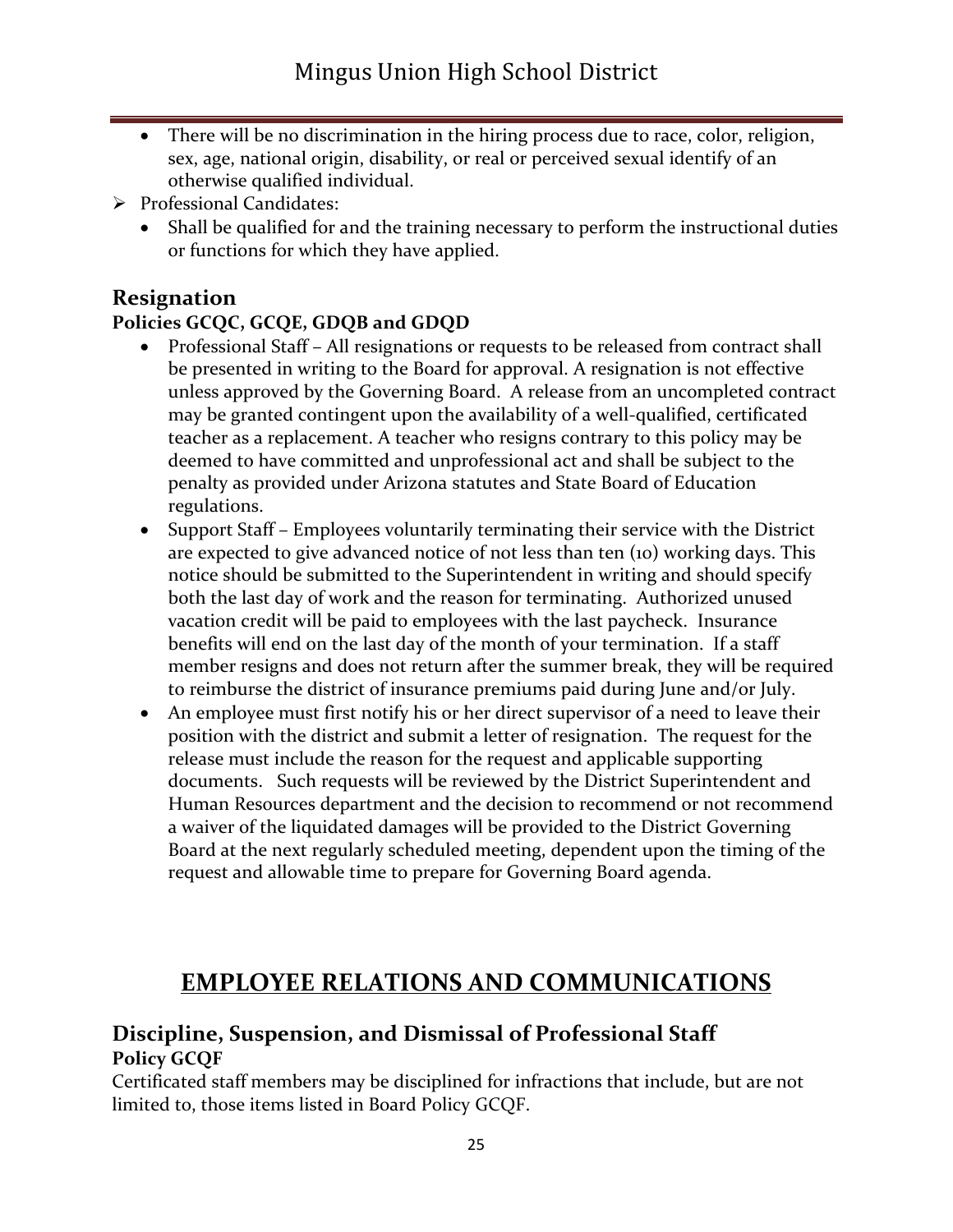- There will be no discrimination in the hiring process due to race, color, religion, sex, age, national origin, disability, or real or perceived sexual identify of an otherwise qualified individual.

- Professional Candidates:
  - Shall be qualified for and the training necessary to perform the instructional duties or functions for which they have applied.

## Resignation

### Policies GCQC, GCQE, GDQB and GDQD

- Professional Staff – All resignations or requests to be released from contract shall be presented in writing to the Board for approval. A resignation is not effective unless approved by the Governing Board. A release from an uncompleted contract may be granted contingent upon the availability of a well-qualified, certificated teacher as a replacement. A teacher who resigns contrary to this policy may be deemed to have committed and unprofessional act and shall be subject to the penalty as provided under Arizona statutes and State Board of Education regulations.
- Support Staff – Employees voluntarily terminating their service with the District are expected to give advanced notice of not less than ten (10) working days. This notice should be submitted to the Superintendent in writing and should specify both the last day of work and the reason for terminating. Authorized unused vacation credit will be paid to employees with the last paycheck. Insurance benefits will end on the last day of the month of your termination. If a staff member resigns and does not return after the summer break, they will be required to reimburse the district of insurance premiums paid during June and/or July.
- An employee must first notify his or her direct supervisor of a need to leave their position with the district and submit a letter of resignation. The request for the release must include the reason for the request and applicable supporting documents. Such requests will be reviewed by the District Superintendent and Human Resources department and the decision to recommend or not recommend a waiver of the liquidated damages will be provided to the District Governing Board at the next regularly scheduled meeting, dependent upon the timing of the request and allowable time to prepare for Governing Board agenda.

# EMPLOYEE RELATIONS AND COMMUNICATIONS

## Discipline, Suspension, and Dismissal of Professional Staff

### Policy GCQF

Certificated staff members may be disciplined for infractions that include, but are not limited to, those items listed in Board Policy GCQF.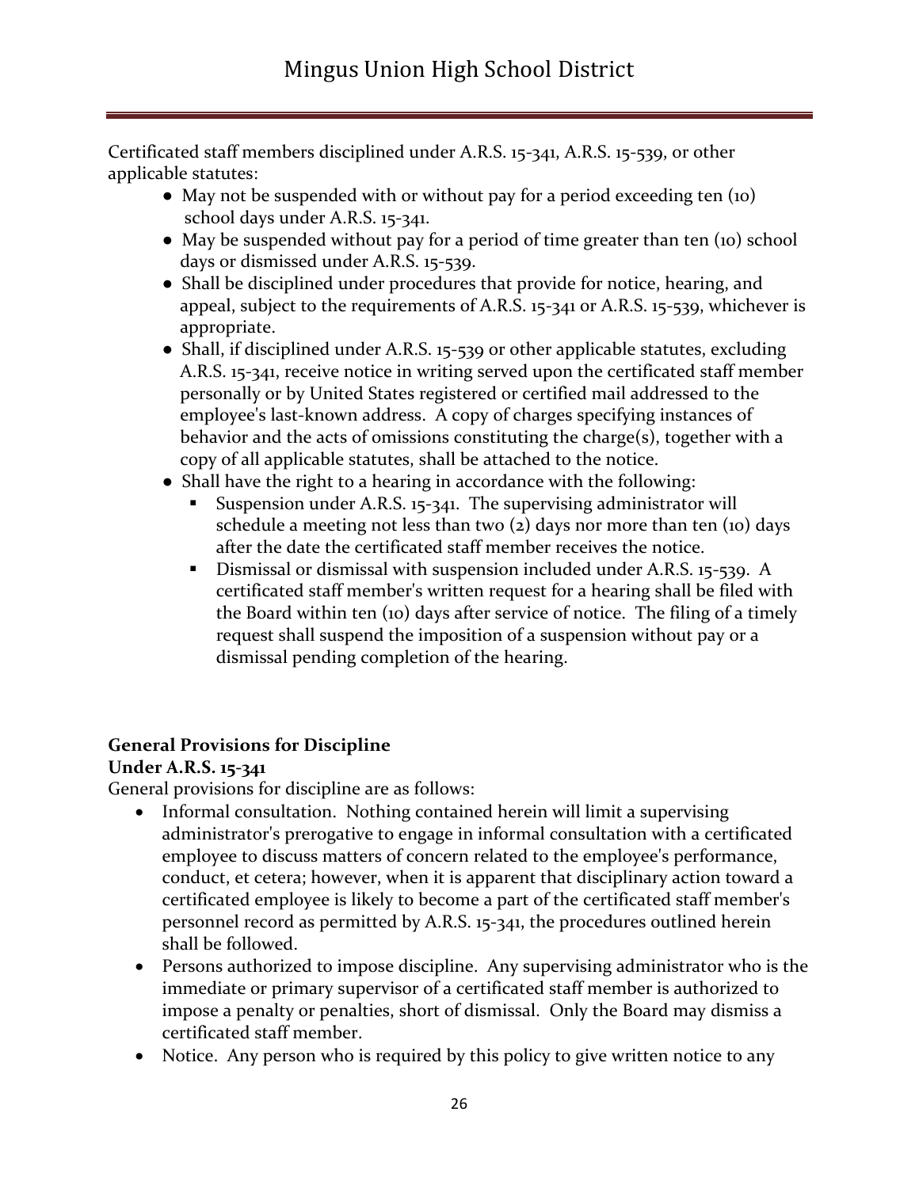Certificated staff members disciplined under A.R.S. 15-341, A.R.S. 15-539, or other applicable statutes:

- May not be suspended with or without pay for a period exceeding ten (10) school days under A.R.S. 15-341.
- May be suspended without pay for a period of time greater than ten (10) school days or dismissed under A.R.S. 15-539.
- Shall be disciplined under procedures that provide for notice, hearing, and appeal, subject to the requirements of A.R.S. 15-341 or A.R.S. 15-539, whichever is appropriate.
- Shall, if disciplined under A.R.S. 15-539 or other applicable statutes, excluding A.R.S. 15-341, receive notice in writing served upon the certificated staff member personally or by United States registered or certified mail addressed to the employee's last-known address. A copy of charges specifying instances of behavior and the acts of omissions constituting the charge(s), together with a copy of all applicable statutes, shall be attached to the notice.
- Shall have the right to a hearing in accordance with the following:
  - Suspension under A.R.S. 15-341. The supervising administrator will schedule a meeting not less than two (2) days nor more than ten (10) days after the date the certificated staff member receives the notice.
  - Dismissal or dismissal with suspension included under A.R.S. 15-539. A certificated staff member's written request for a hearing shall be filed with the Board within ten (10) days after service of notice. The filing of a timely request shall suspend the imposition of a suspension without pay or a dismissal pending completion of the hearing.

**General Provisions for Discipline**
**Under A.R.S. 15-341**

General provisions for discipline are as follows:

- Informal consultation. Nothing contained herein will limit a supervising administrator's prerogative to engage in informal consultation with a certificated employee to discuss matters of concern related to the employee's performance, conduct, et cetera; however, when it is apparent that disciplinary action toward a certificated employee is likely to become a part of the certificated staff member's personnel record as permitted by A.R.S. 15-341, the procedures outlined herein shall be followed.
- Persons authorized to impose discipline. Any supervising administrator who is the immediate or primary supervisor of a certificated staff member is authorized to impose a penalty or penalties, short of dismissal. Only the Board may dismiss a certificated staff member.
- Notice. Any person who is required by this policy to give written notice to any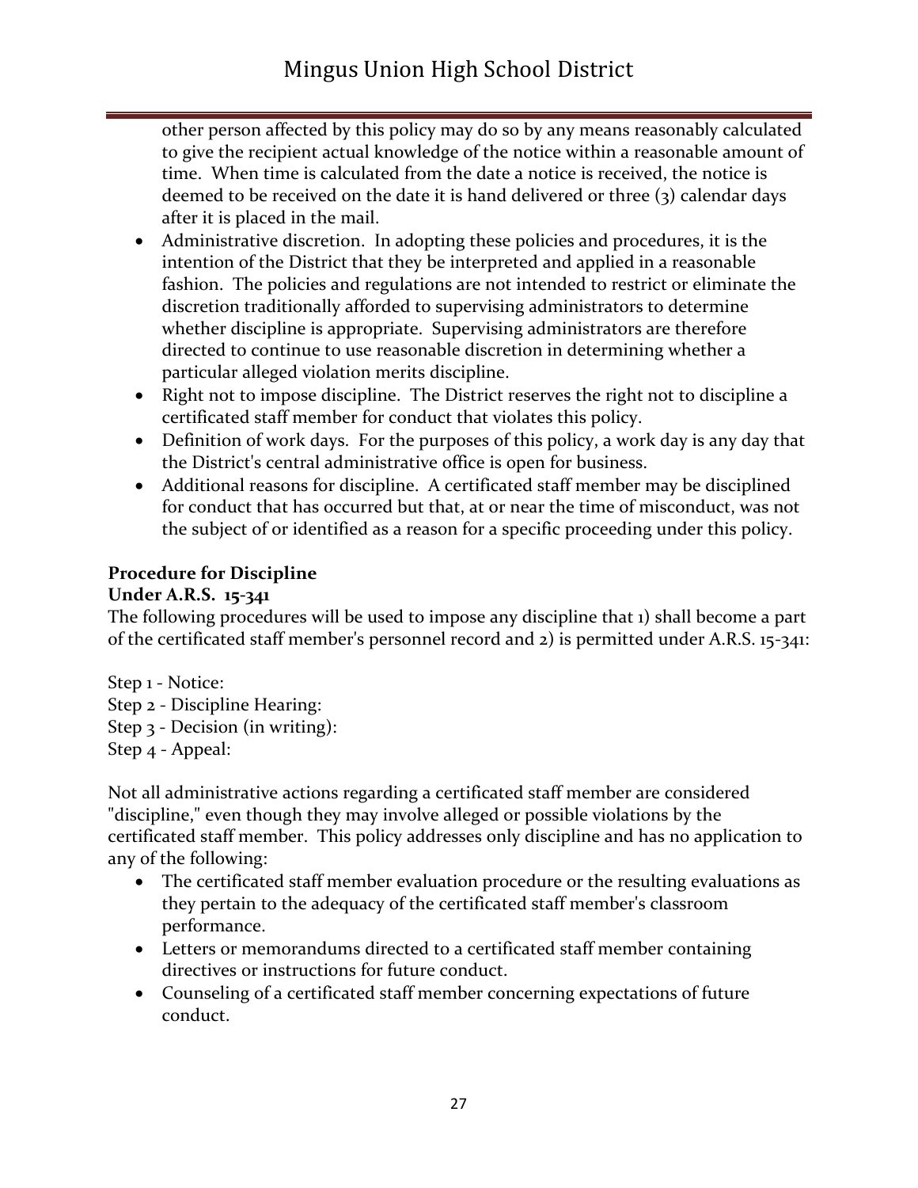other person affected by this policy may do so by any means reasonably calculated to give the recipient actual knowledge of the notice within a reasonable amount of time. When time is calculated from the date a notice is received, the notice is deemed to be received on the date it is hand delivered or three (3) calendar days after it is placed in the mail.

- Administrative discretion. In adopting these policies and procedures, it is the intention of the District that they be interpreted and applied in a reasonable fashion. The policies and regulations are not intended to restrict or eliminate the discretion traditionally afforded to supervising administrators to determine whether discipline is appropriate. Supervising administrators are therefore directed to continue to use reasonable discretion in determining whether a particular alleged violation merits discipline.
- Right not to impose discipline. The District reserves the right not to discipline a certificated staff member for conduct that violates this policy.
- Definition of work days. For the purposes of this policy, a work day is any day that the District's central administrative office is open for business.
- Additional reasons for discipline. A certificated staff member may be disciplined for conduct that has occurred but that, at or near the time of misconduct, was not the subject of or identified as a reason for a specific proceeding under this policy.

**Procedure for Discipline**
**Under A.R.S. 15-341**

The following procedures will be used to impose any discipline that 1) shall become a part of the certificated staff member's personnel record and 2) is permitted under A.R.S. 15-341:

Step 1 - Notice:
Step 2 - Discipline Hearing:
Step 3 - Decision (in writing):
Step 4 - Appeal:

Not all administrative actions regarding a certificated staff member are considered "discipline," even though they may involve alleged or possible violations by the certificated staff member. This policy addresses only discipline and has no application to any of the following:

- The certificated staff member evaluation procedure or the resulting evaluations as they pertain to the adequacy of the certificated staff member's classroom performance.
- Letters or memorandums directed to a certificated staff member containing directives or instructions for future conduct.
- Counseling of a certificated staff member concerning expectations of future conduct.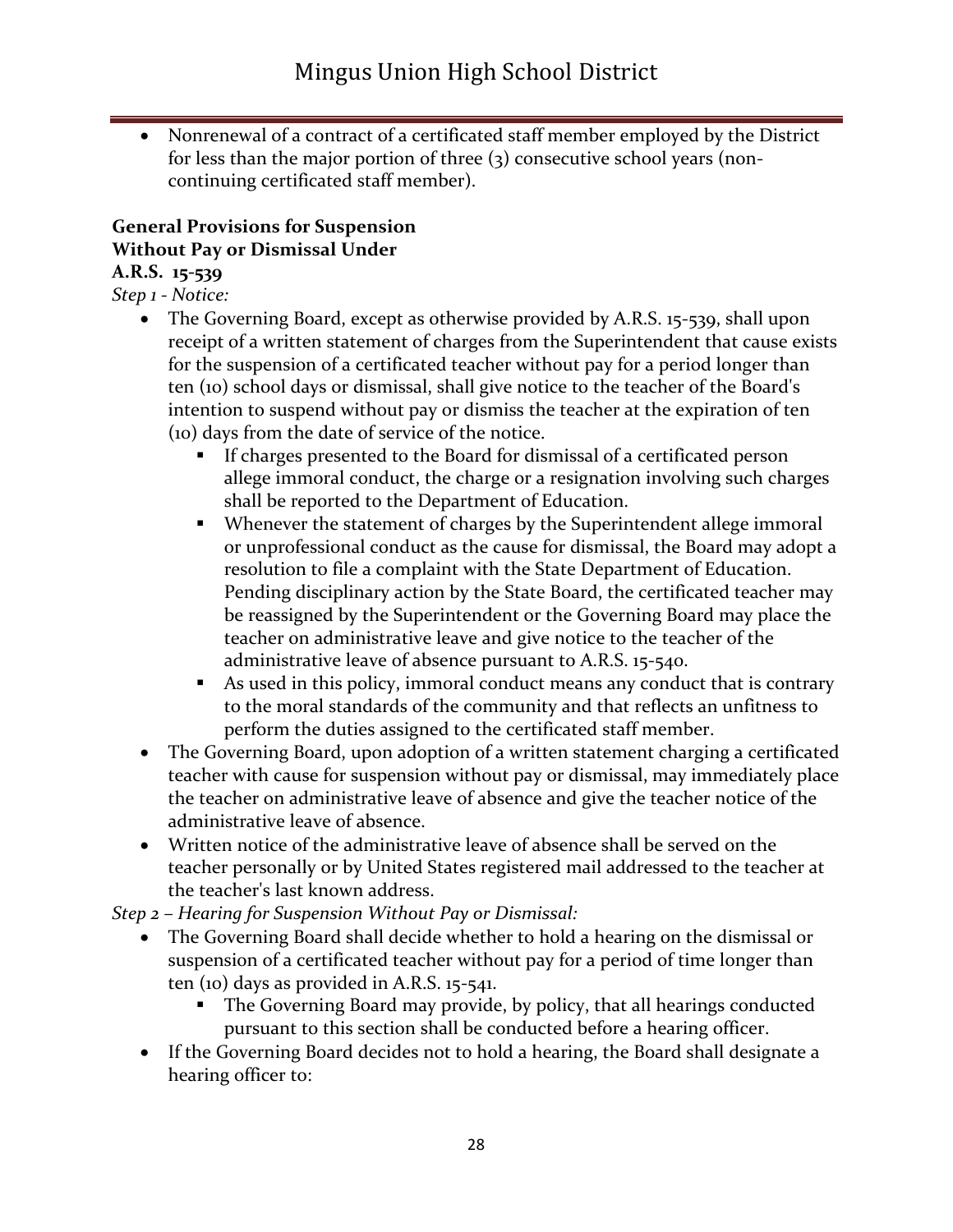- Nonrenewal of a contract of a certificated staff member employed by the District for less than the major portion of three (3) consecutive school years (non-continuing certificated staff member).

**General Provisions for Suspension Without Pay or Dismissal Under A.R.S. 15-539**

*Step 1 - Notice:*

- The Governing Board, except as otherwise provided by A.R.S. 15-539, shall upon receipt of a written statement of charges from the Superintendent that cause exists for the suspension of a certificated teacher without pay for a period longer than ten (10) school days or dismissal, shall give notice to the teacher of the Board's intention to suspend without pay or dismiss the teacher at the expiration of ten (10) days from the date of service of the notice.
  - If charges presented to the Board for dismissal of a certificated person allege immoral conduct, the charge or a resignation involving such charges shall be reported to the Department of Education.
  - Whenever the statement of charges by the Superintendent allege immoral or unprofessional conduct as the cause for dismissal, the Board may adopt a resolution to file a complaint with the State Department of Education. Pending disciplinary action by the State Board, the certificated teacher may be reassigned by the Superintendent or the Governing Board may place the teacher on administrative leave and give notice to the teacher of the administrative leave of absence pursuant to A.R.S. 15-540.
  - As used in this policy, immoral conduct means any conduct that is contrary to the moral standards of the community and that reflects an unfitness to perform the duties assigned to the certificated staff member.
- The Governing Board, upon adoption of a written statement charging a certificated teacher with cause for suspension without pay or dismissal, may immediately place the teacher on administrative leave of absence and give the teacher notice of the administrative leave of absence.
- Written notice of the administrative leave of absence shall be served on the teacher personally or by United States registered mail addressed to the teacher at the teacher's last known address.

*Step 2 – Hearing for Suspension Without Pay or Dismissal:*

- The Governing Board shall decide whether to hold a hearing on the dismissal or suspension of a certificated teacher without pay for a period of time longer than ten (10) days as provided in A.R.S. 15-541.
  - The Governing Board may provide, by policy, that all hearings conducted pursuant to this section shall be conducted before a hearing officer.
- If the Governing Board decides not to hold a hearing, the Board shall designate a hearing officer to: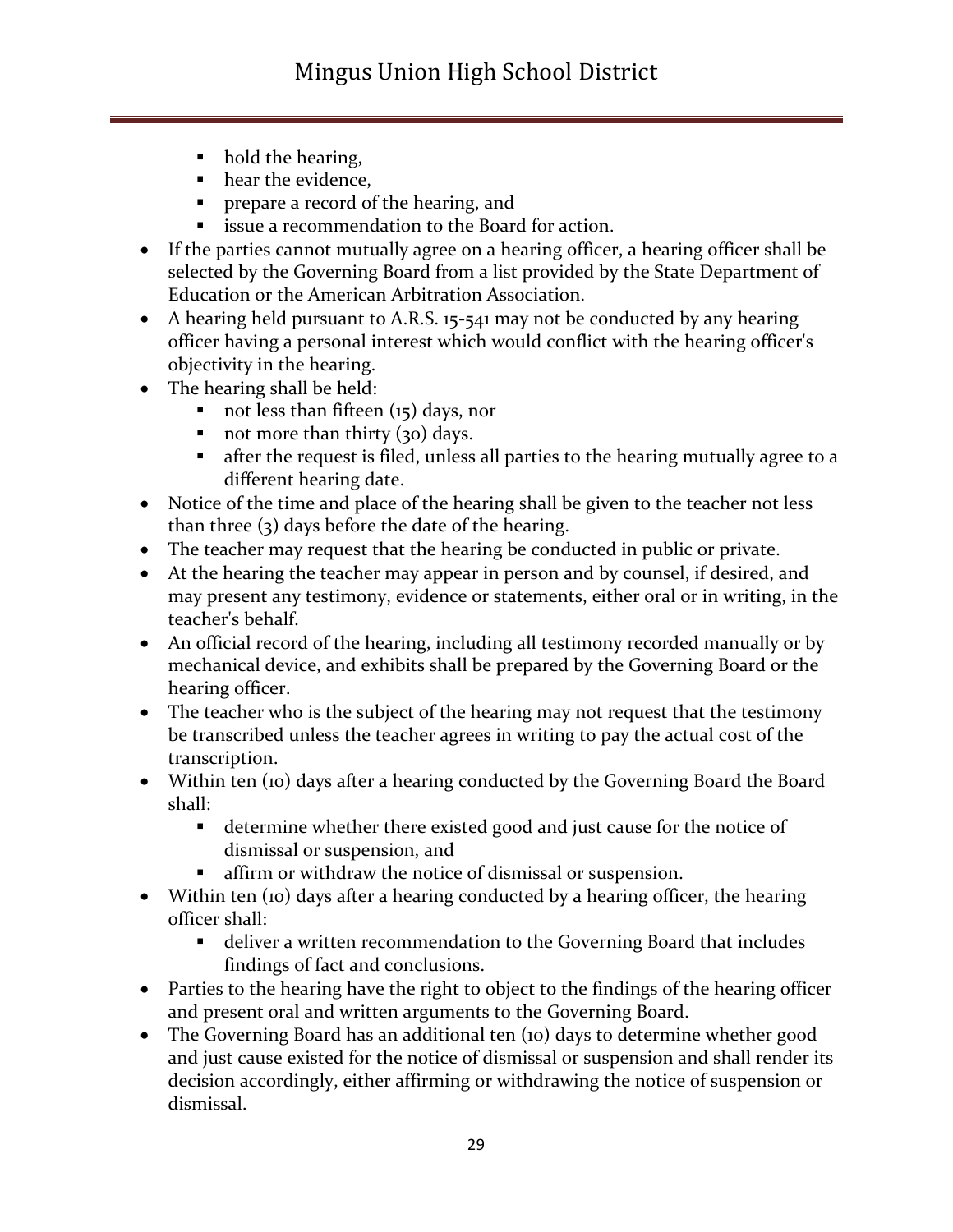- hold the hearing,
    - hear the evidence,
    - prepare a record of the hearing, and
    - issue a recommendation to the Board for action.
- If the parties cannot mutually agree on a hearing officer, a hearing officer shall be selected by the Governing Board from a list provided by the State Department of Education or the American Arbitration Association.
- A hearing held pursuant to A.R.S. 15-541 may not be conducted by any hearing officer having a personal interest which would conflict with the hearing officer's objectivity in the hearing.
- The hearing shall be held:
    - not less than fifteen (15) days, nor
    - not more than thirty (30) days.
    - after the request is filed, unless all parties to the hearing mutually agree to a different hearing date.
- Notice of the time and place of the hearing shall be given to the teacher not less than three (3) days before the date of the hearing.
- The teacher may request that the hearing be conducted in public or private.
- At the hearing the teacher may appear in person and by counsel, if desired, and may present any testimony, evidence or statements, either oral or in writing, in the teacher's behalf.
- An official record of the hearing, including all testimony recorded manually or by mechanical device, and exhibits shall be prepared by the Governing Board or the hearing officer.
- The teacher who is the subject of the hearing may not request that the testimony be transcribed unless the teacher agrees in writing to pay the actual cost of the transcription.
- Within ten (10) days after a hearing conducted by the Governing Board the Board shall:
    - determine whether there existed good and just cause for the notice of dismissal or suspension, and
    - affirm or withdraw the notice of dismissal or suspension.
- Within ten (10) days after a hearing conducted by a hearing officer, the hearing officer shall:
    - deliver a written recommendation to the Governing Board that includes findings of fact and conclusions.
- Parties to the hearing have the right to object to the findings of the hearing officer and present oral and written arguments to the Governing Board.
- The Governing Board has an additional ten (10) days to determine whether good and just cause existed for the notice of dismissal or suspension and shall render its decision accordingly, either affirming or withdrawing the notice of suspension or dismissal.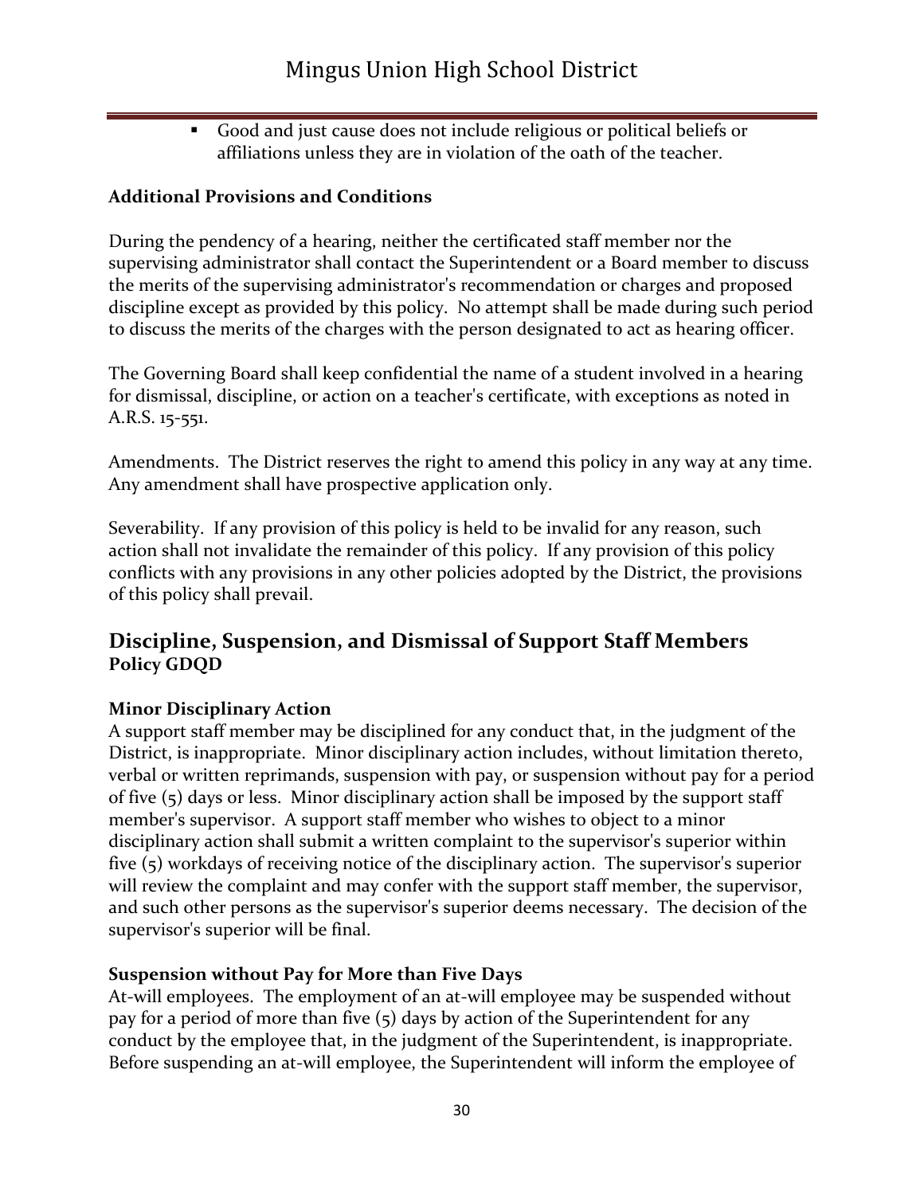- Good and just cause does not include religious or political beliefs or affiliations unless they are in violation of the oath of the teacher.

### Additional Provisions and Conditions

During the pendency of a hearing, neither the certificated staff member nor the supervising administrator shall contact the Superintendent or a Board member to discuss the merits of the supervising administrator's recommendation or charges and proposed discipline except as provided by this policy. No attempt shall be made during such period to discuss the merits of the charges with the person designated to act as hearing officer.

The Governing Board shall keep confidential the name of a student involved in a hearing for dismissal, discipline, or action on a teacher's certificate, with exceptions as noted in A.R.S. 15-551.

Amendments. The District reserves the right to amend this policy in any way at any time. Any amendment shall have prospective application only.

Severability. If any provision of this policy is held to be invalid for any reason, such action shall not invalidate the remainder of this policy. If any provision of this policy conflicts with any provisions in any other policies adopted by the District, the provisions of this policy shall prevail.

## Discipline, Suspension, and Dismissal of Support Staff Members
**Policy GDQD**

### Minor Disciplinary Action

A support staff member may be disciplined for any conduct that, in the judgment of the District, is inappropriate. Minor disciplinary action includes, without limitation thereto, verbal or written reprimands, suspension with pay, or suspension without pay for a period of five (5) days or less. Minor disciplinary action shall be imposed by the support staff member's supervisor. A support staff member who wishes to object to a minor disciplinary action shall submit a written complaint to the supervisor's superior within five (5) workdays of receiving notice of the disciplinary action. The supervisor's superior will review the complaint and may confer with the support staff member, the supervisor, and such other persons as the supervisor's superior deems necessary. The decision of the supervisor's superior will be final.

### Suspension without Pay for More than Five Days

At-will employees. The employment of an at-will employee may be suspended without pay for a period of more than five (5) days by action of the Superintendent for any conduct by the employee that, in the judgment of the Superintendent, is inappropriate. Before suspending an at-will employee, the Superintendent will inform the employee of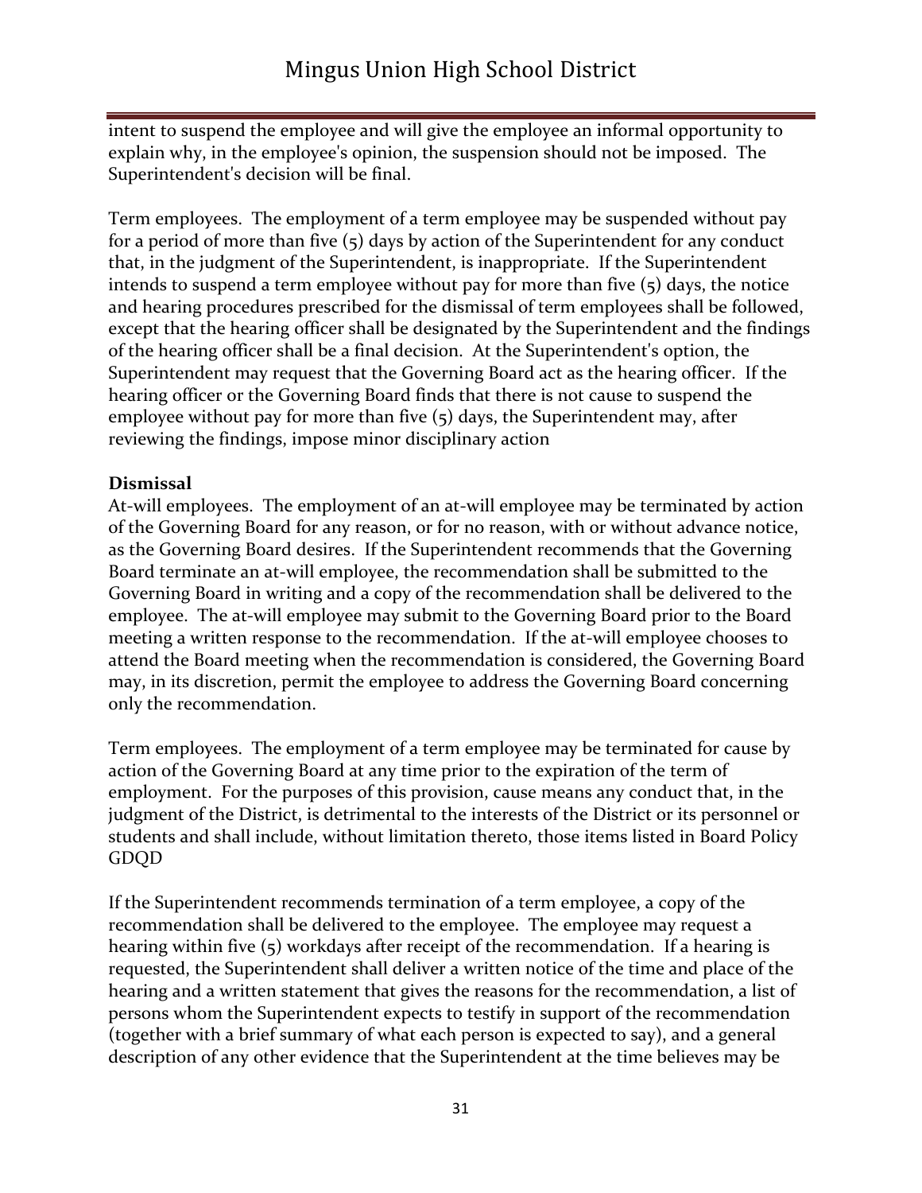intent to suspend the employee and will give the employee an informal opportunity to explain why, in the employee's opinion, the suspension should not be imposed. The Superintendent's decision will be final.

Term employees. The employment of a term employee may be suspended without pay for a period of more than five (5) days by action of the Superintendent for any conduct that, in the judgment of the Superintendent, is inappropriate. If the Superintendent intends to suspend a term employee without pay for more than five (5) days, the notice and hearing procedures prescribed for the dismissal of term employees shall be followed, except that the hearing officer shall be designated by the Superintendent and the findings of the hearing officer shall be a final decision. At the Superintendent's option, the Superintendent may request that the Governing Board act as the hearing officer. If the hearing officer or the Governing Board finds that there is not cause to suspend the employee without pay for more than five (5) days, the Superintendent may, after reviewing the findings, impose minor disciplinary action

**Dismissal**

At-will employees. The employment of an at-will employee may be terminated by action of the Governing Board for any reason, or for no reason, with or without advance notice, as the Governing Board desires. If the Superintendent recommends that the Governing Board terminate an at-will employee, the recommendation shall be submitted to the Governing Board in writing and a copy of the recommendation shall be delivered to the employee. The at-will employee may submit to the Governing Board prior to the Board meeting a written response to the recommendation. If the at-will employee chooses to attend the Board meeting when the recommendation is considered, the Governing Board may, in its discretion, permit the employee to address the Governing Board concerning only the recommendation.

Term employees. The employment of a term employee may be terminated for cause by action of the Governing Board at any time prior to the expiration of the term of employment. For the purposes of this provision, cause means any conduct that, in the judgment of the District, is detrimental to the interests of the District or its personnel or students and shall include, without limitation thereto, those items listed in Board Policy GDQD

If the Superintendent recommends termination of a term employee, a copy of the recommendation shall be delivered to the employee. The employee may request a hearing within five (5) workdays after receipt of the recommendation. If a hearing is requested, the Superintendent shall deliver a written notice of the time and place of the hearing and a written statement that gives the reasons for the recommendation, a list of persons whom the Superintendent expects to testify in support of the recommendation (together with a brief summary of what each person is expected to say), and a general description of any other evidence that the Superintendent at the time believes may be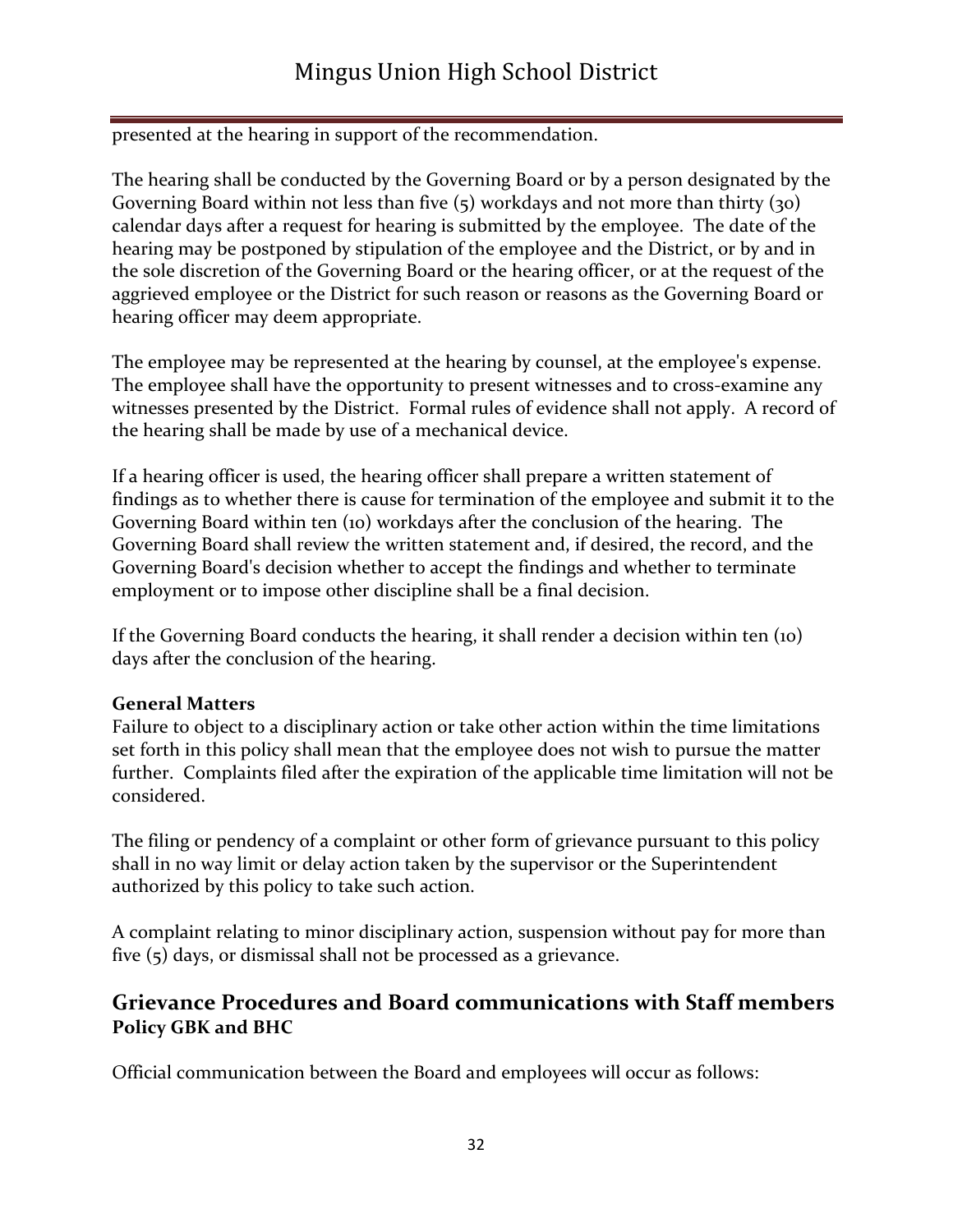presented at the hearing in support of the recommendation.

The hearing shall be conducted by the Governing Board or by a person designated by the Governing Board within not less than five (5) workdays and not more than thirty (30) calendar days after a request for hearing is submitted by the employee. The date of the hearing may be postponed by stipulation of the employee and the District, or by and in the sole discretion of the Governing Board or the hearing officer, or at the request of the aggrieved employee or the District for such reason or reasons as the Governing Board or hearing officer may deem appropriate.

The employee may be represented at the hearing by counsel, at the employee's expense. The employee shall have the opportunity to present witnesses and to cross-examine any witnesses presented by the District. Formal rules of evidence shall not apply. A record of the hearing shall be made by use of a mechanical device.

If a hearing officer is used, the hearing officer shall prepare a written statement of findings as to whether there is cause for termination of the employee and submit it to the Governing Board within ten (10) workdays after the conclusion of the hearing. The Governing Board shall review the written statement and, if desired, the record, and the Governing Board's decision whether to accept the findings and whether to terminate employment or to impose other discipline shall be a final decision.

If the Governing Board conducts the hearing, it shall render a decision within ten (10) days after the conclusion of the hearing.

**General Matters**
Failure to object to a disciplinary action or take other action within the time limitations set forth in this policy shall mean that the employee does not wish to pursue the matter further. Complaints filed after the expiration of the applicable time limitation will not be considered.

The filing or pendency of a complaint or other form of grievance pursuant to this policy shall in no way limit or delay action taken by the supervisor or the Superintendent authorized by this policy to take such action.

A complaint relating to minor disciplinary action, suspension without pay for more than five (5) days, or dismissal shall not be processed as a grievance.

## Grievance Procedures and Board communications with Staff members
**Policy GBK and BHC**

Official communication between the Board and employees will occur as follows: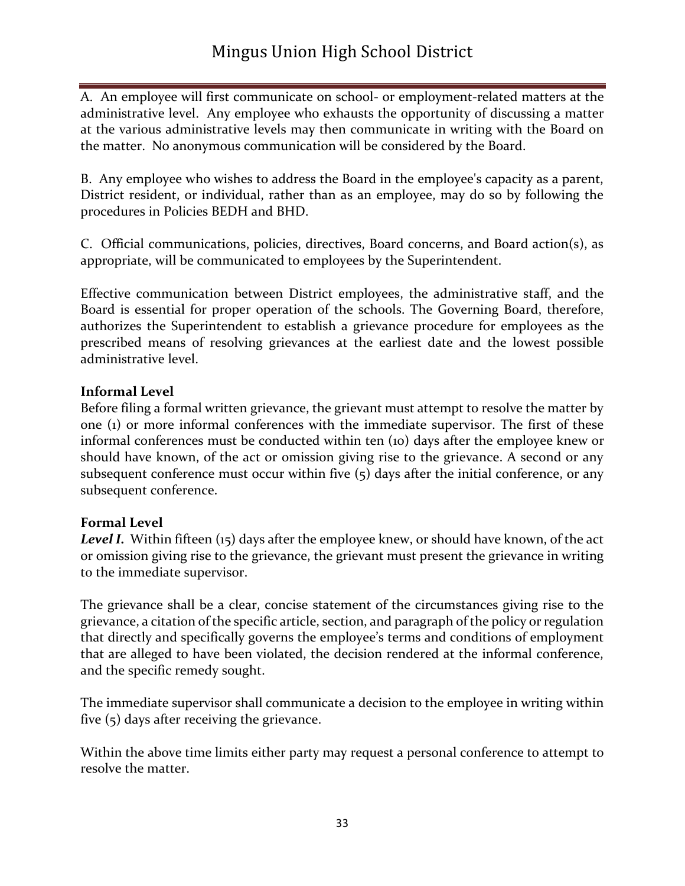A. An employee will first communicate on school- or employment-related matters at the administrative level. Any employee who exhausts the opportunity of discussing a matter at the various administrative levels may then communicate in writing with the Board on the matter. No anonymous communication will be considered by the Board.

B. Any employee who wishes to address the Board in the employee's capacity as a parent, District resident, or individual, rather than as an employee, may do so by following the procedures in Policies BEDH and BHD.

C. Official communications, policies, directives, Board concerns, and Board action(s), as appropriate, will be communicated to employees by the Superintendent.

Effective communication between District employees, the administrative staff, and the Board is essential for proper operation of the schools. The Governing Board, therefore, authorizes the Superintendent to establish a grievance procedure for employees as the prescribed means of resolving grievances at the earliest date and the lowest possible administrative level.

**Informal Level**

Before filing a formal written grievance, the grievant must attempt to resolve the matter by one (1) or more informal conferences with the immediate supervisor. The first of these informal conferences must be conducted within ten (10) days after the employee knew or should have known, of the act or omission giving rise to the grievance. A second or any subsequent conference must occur within five (5) days after the initial conference, or any subsequent conference.

**Formal Level**

***Level I.*** Within fifteen (15) days after the employee knew, or should have known, of the act or omission giving rise to the grievance, the grievant must present the grievance in writing to the immediate supervisor.

The grievance shall be a clear, concise statement of the circumstances giving rise to the grievance, a citation of the specific article, section, and paragraph of the policy or regulation that directly and specifically governs the employee's terms and conditions of employment that are alleged to have been violated, the decision rendered at the informal conference, and the specific remedy sought.

The immediate supervisor shall communicate a decision to the employee in writing within five (5) days after receiving the grievance.

Within the above time limits either party may request a personal conference to attempt to resolve the matter.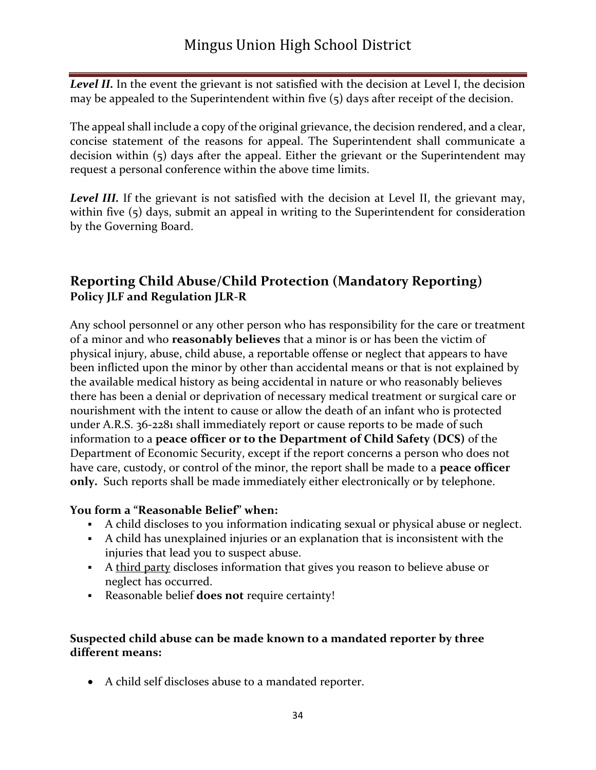***Level II.*** In the event the grievant is not satisfied with the decision at Level I, the decision may be appealed to the Superintendent within five (5) days after receipt of the decision.

The appeal shall include a copy of the original grievance, the decision rendered, and a clear, concise statement of the reasons for appeal. The Superintendent shall communicate a decision within (5) days after the appeal. Either the grievant or the Superintendent may request a personal conference within the above time limits.

***Level III.*** If the grievant is not satisfied with the decision at Level II, the grievant may, within five (5) days, submit an appeal in writing to the Superintendent for consideration by the Governing Board.

## Reporting Child Abuse/Child Protection (Mandatory Reporting)

**Policy JLF and Regulation JLR-R**

Any school personnel or any other person who has responsibility for the care or treatment of a minor and who **reasonably believes** that a minor is or has been the victim of physical injury, abuse, child abuse, a reportable offense or neglect that appears to have been inflicted upon the minor by other than accidental means or that is not explained by the available medical history as being accidental in nature or who reasonably believes there has been a denial or deprivation of necessary medical treatment or surgical care or nourishment with the intent to cause or allow the death of an infant who is protected under A.R.S. 36-2281 shall immediately report or cause reports to be made of such information to a **peace officer or to the Department of Child Safety (DCS)** of the Department of Economic Security, except if the report concerns a person who does not have care, custody, or control of the minor, the report shall be made to a **peace officer only.** Such reports shall be made immediately either electronically or by telephone.

**You form a "Reasonable Belief" when:**

- A child discloses to you information indicating sexual or physical abuse or neglect.
- A child has unexplained injuries or an explanation that is inconsistent with the injuries that lead you to suspect abuse.
- A <u>third party</u> discloses information that gives you reason to believe abuse or neglect has occurred.
- Reasonable belief **does not** require certainty!

**Suspected child abuse can be made known to a mandated reporter by three different means:**

- A child self discloses abuse to a mandated reporter.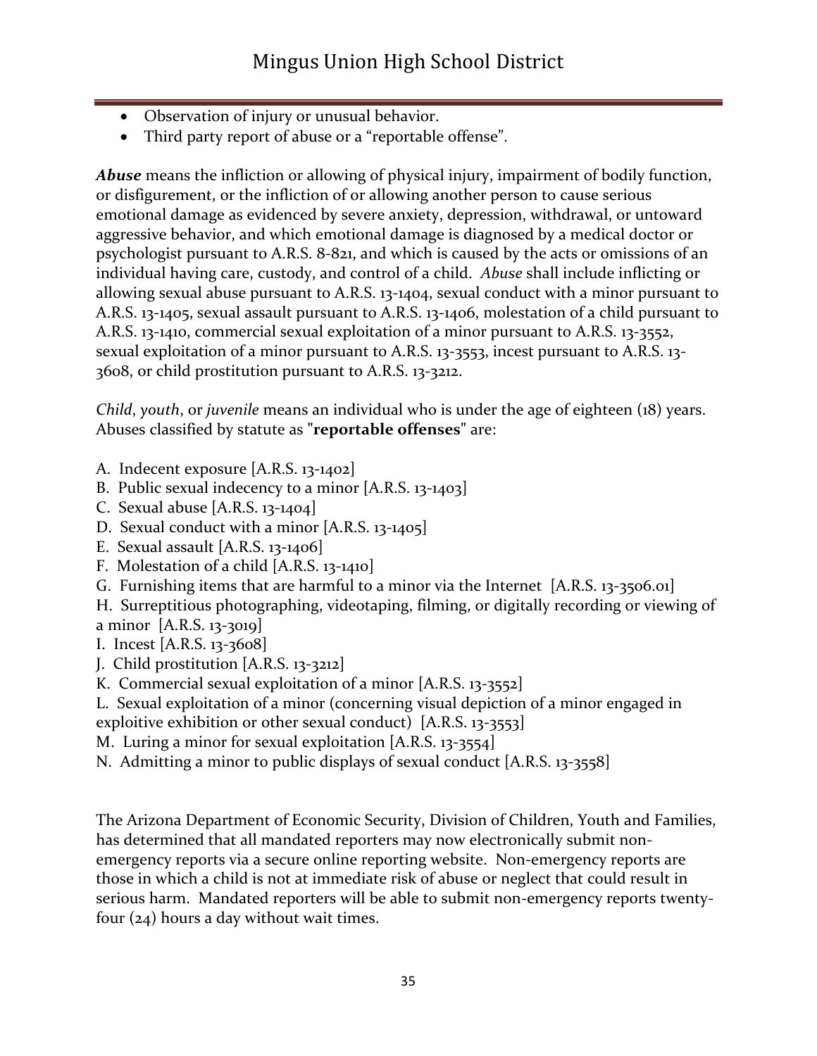- Observation of injury or unusual behavior.
- Third party report of abuse or a "reportable offense".

***Abuse*** means the infliction or allowing of physical injury, impairment of bodily function, or disfigurement, or the infliction of or allowing another person to cause serious emotional damage as evidenced by severe anxiety, depression, withdrawal, or untoward aggressive behavior, and which emotional damage is diagnosed by a medical doctor or psychologist pursuant to A.R.S. 8-821, and which is caused by the acts or omissions of an individual having care, custody, and control of a child. *Abuse* shall include inflicting or allowing sexual abuse pursuant to A.R.S. 13-1404, sexual conduct with a minor pursuant to A.R.S. 13-1405, sexual assault pursuant to A.R.S. 13-1406, molestation of a child pursuant to A.R.S. 13-1410, commercial sexual exploitation of a minor pursuant to A.R.S. 13-3552, sexual exploitation of a minor pursuant to A.R.S. 13-3553, incest pursuant to A.R.S. 13-3608, or child prostitution pursuant to A.R.S. 13-3212.

*Child*, *youth*, or *juvenile* means an individual who is under the age of eighteen (18) years. Abuses classified by statute as "**reportable offenses**" are:

A. Indecent exposure [A.R.S. 13-1402]
B. Public sexual indecency to a minor [A.R.S. 13-1403]
C. Sexual abuse [A.R.S. 13-1404]
D. Sexual conduct with a minor [A.R.S. 13-1405]
E. Sexual assault [A.R.S. 13-1406]
F. Molestation of a child [A.R.S. 13-1410]
G. Furnishing items that are harmful to a minor via the Internet [A.R.S. 13-3506.01]
H. Surreptitious photographing, videotaping, filming, or digitally recording or viewing of a minor [A.R.S. 13-3019]
I. Incest [A.R.S. 13-3608]
J. Child prostitution [A.R.S. 13-3212]
K. Commercial sexual exploitation of a minor [A.R.S. 13-3552]
L. Sexual exploitation of a minor (concerning visual depiction of a minor engaged in exploitive exhibition or other sexual conduct) [A.R.S. 13-3553]
M. Luring a minor for sexual exploitation [A.R.S. 13-3554]
N. Admitting a minor to public displays of sexual conduct [A.R.S. 13-3558]

The Arizona Department of Economic Security, Division of Children, Youth and Families, has determined that all mandated reporters may now electronically submit non-emergency reports via a secure online reporting website. Non-emergency reports are those in which a child is not at immediate risk of abuse or neglect that could result in serious harm. Mandated reporters will be able to submit non-emergency reports twenty-four (24) hours a day without wait times.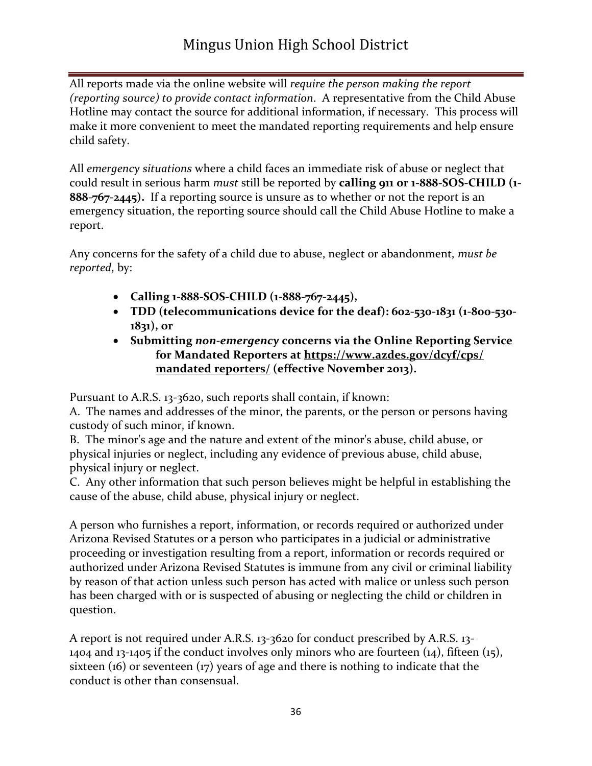All reports made via the online website will *require the person making the report (reporting source) to provide contact information*. A representative from the Child Abuse Hotline may contact the source for additional information, if necessary. This process will make it more convenient to meet the mandated reporting requirements and help ensure child safety.

All *emergency situations* where a child faces an immediate risk of abuse or neglect that could result in serious harm *must* still be reported by **calling 911 or 1-888-SOS-CHILD (1-888-767-2445).** If a reporting source is unsure as to whether or not the report is an emergency situation, the reporting source should call the Child Abuse Hotline to make a report.

Any concerns for the safety of a child due to abuse, neglect or abandonment, *must be reported*, by:

- **Calling 1-888-SOS-CHILD (1-888-767-2445),**
- **TDD (telecommunications device for the deaf): 602-530-1831 (1-800-530-1831), or**
- **Submitting *non-emergency* concerns via the Online Reporting Service for Mandated Reporters at https://www.azdes.gov/dcyf/cps/ mandated reporters/ (effective November 2013).**

Pursuant to A.R.S. 13-3620, such reports shall contain, if known:

A. The names and addresses of the minor, the parents, or the person or persons having custody of such minor, if known.

B. The minor's age and the nature and extent of the minor's abuse, child abuse, or physical injuries or neglect, including any evidence of previous abuse, child abuse, physical injury or neglect.

C. Any other information that such person believes might be helpful in establishing the cause of the abuse, child abuse, physical injury or neglect.

A person who furnishes a report, information, or records required or authorized under Arizona Revised Statutes or a person who participates in a judicial or administrative proceeding or investigation resulting from a report, information or records required or authorized under Arizona Revised Statutes is immune from any civil or criminal liability by reason of that action unless such person has acted with malice or unless such person has been charged with or is suspected of abusing or neglecting the child or children in question.

A report is not required under A.R.S. 13-3620 for conduct prescribed by A.R.S. 13-1404 and 13-1405 if the conduct involves only minors who are fourteen (14), fifteen (15), sixteen (16) or seventeen (17) years of age and there is nothing to indicate that the conduct is other than consensual.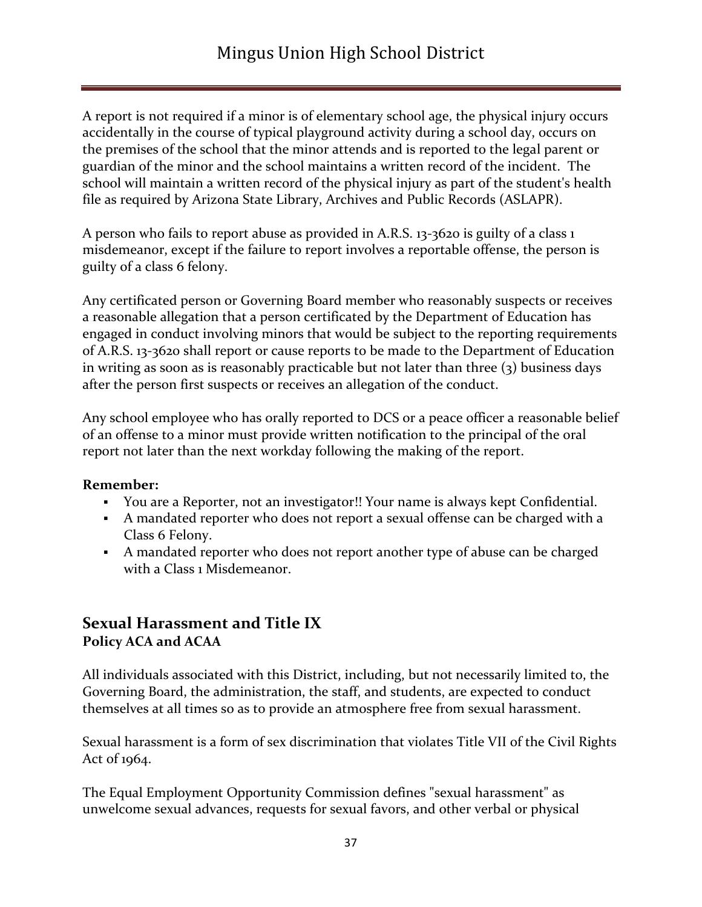A report is not required if a minor is of elementary school age, the physical injury occurs accidentally in the course of typical playground activity during a school day, occurs on the premises of the school that the minor attends and is reported to the legal parent or guardian of the minor and the school maintains a written record of the incident. The school will maintain a written record of the physical injury as part of the student's health file as required by Arizona State Library, Archives and Public Records (ASLAPR).

A person who fails to report abuse as provided in A.R.S. 13-3620 is guilty of a class 1 misdemeanor, except if the failure to report involves a reportable offense, the person is guilty of a class 6 felony.

Any certificated person or Governing Board member who reasonably suspects or receives a reasonable allegation that a person certificated by the Department of Education has engaged in conduct involving minors that would be subject to the reporting requirements of A.R.S. 13-3620 shall report or cause reports to be made to the Department of Education in writing as soon as is reasonably practicable but not later than three (3) business days after the person first suspects or receives an allegation of the conduct.

Any school employee who has orally reported to DCS or a peace officer a reasonable belief of an offense to a minor must provide written notification to the principal of the oral report not later than the next workday following the making of the report.

**Remember:**

- You are a Reporter, not an investigator!! Your name is always kept Confidential.
- A mandated reporter who does not report a sexual offense can be charged with a Class 6 Felony.
- A mandated reporter who does not report another type of abuse can be charged with a Class 1 Misdemeanor.

## Sexual Harassment and Title IX

**Policy ACA and ACAA**

All individuals associated with this District, including, but not necessarily limited to, the Governing Board, the administration, the staff, and students, are expected to conduct themselves at all times so as to provide an atmosphere free from sexual harassment.

Sexual harassment is a form of sex discrimination that violates Title VII of the Civil Rights Act of 1964.

The Equal Employment Opportunity Commission defines "sexual harassment" as unwelcome sexual advances, requests for sexual favors, and other verbal or physical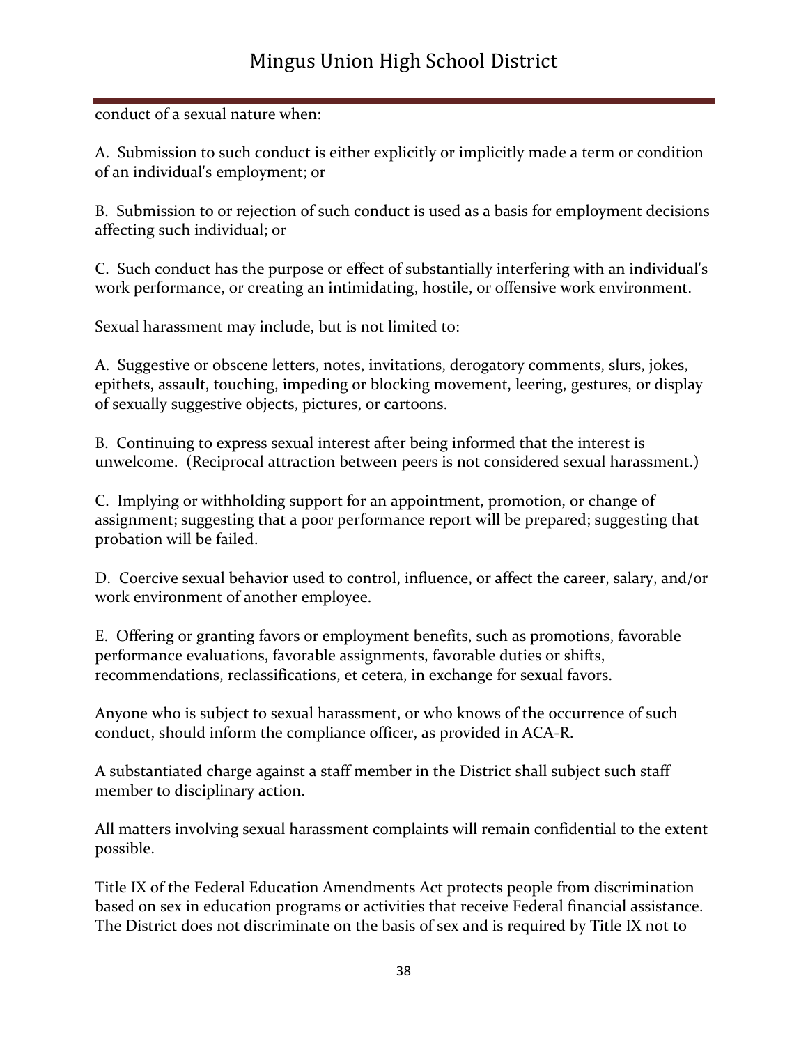conduct of a sexual nature when:

A. Submission to such conduct is either explicitly or implicitly made a term or condition of an individual's employment; or

B. Submission to or rejection of such conduct is used as a basis for employment decisions affecting such individual; or

C. Such conduct has the purpose or effect of substantially interfering with an individual's work performance, or creating an intimidating, hostile, or offensive work environment.

Sexual harassment may include, but is not limited to:

A. Suggestive or obscene letters, notes, invitations, derogatory comments, slurs, jokes, epithets, assault, touching, impeding or blocking movement, leering, gestures, or display of sexually suggestive objects, pictures, or cartoons.

B. Continuing to express sexual interest after being informed that the interest is unwelcome. (Reciprocal attraction between peers is not considered sexual harassment.)

C. Implying or withholding support for an appointment, promotion, or change of assignment; suggesting that a poor performance report will be prepared; suggesting that probation will be failed.

D. Coercive sexual behavior used to control, influence, or affect the career, salary, and/or work environment of another employee.

E. Offering or granting favors or employment benefits, such as promotions, favorable performance evaluations, favorable assignments, favorable duties or shifts, recommendations, reclassifications, et cetera, in exchange for sexual favors.

Anyone who is subject to sexual harassment, or who knows of the occurrence of such conduct, should inform the compliance officer, as provided in ACA-R.

A substantiated charge against a staff member in the District shall subject such staff member to disciplinary action.

All matters involving sexual harassment complaints will remain confidential to the extent possible.

Title IX of the Federal Education Amendments Act protects people from discrimination based on sex in education programs or activities that receive Federal financial assistance. The District does not discriminate on the basis of sex and is required by Title IX not to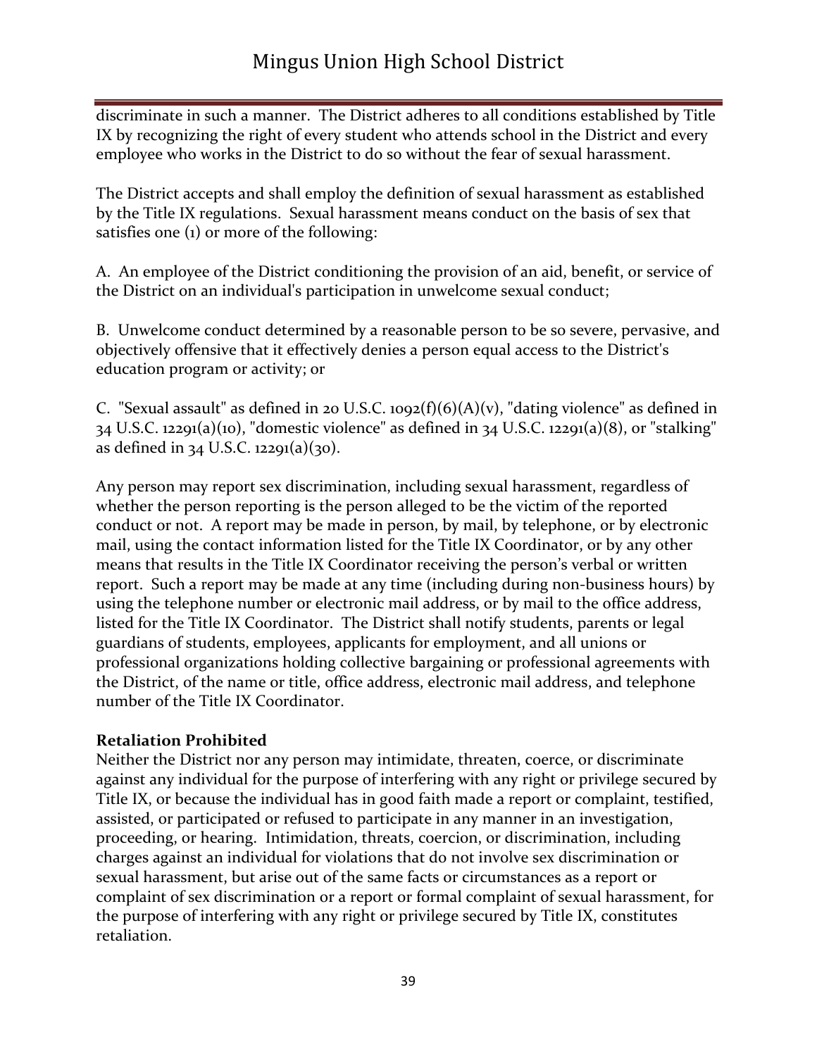discriminate in such a manner. The District adheres to all conditions established by Title IX by recognizing the right of every student who attends school in the District and every employee who works in the District to do so without the fear of sexual harassment.

The District accepts and shall employ the definition of sexual harassment as established by the Title IX regulations. Sexual harassment means conduct on the basis of sex that satisfies one (1) or more of the following:

A. An employee of the District conditioning the provision of an aid, benefit, or service of the District on an individual's participation in unwelcome sexual conduct;

B. Unwelcome conduct determined by a reasonable person to be so severe, pervasive, and objectively offensive that it effectively denies a person equal access to the District's education program or activity; or

C. "Sexual assault" as defined in 20 U.S.C. 1092(f)(6)(A)(v), "dating violence" as defined in 34 U.S.C. 12291(a)(10), "domestic violence" as defined in 34 U.S.C. 12291(a)(8), or "stalking" as defined in 34 U.S.C. 12291(a)(30).

Any person may report sex discrimination, including sexual harassment, regardless of whether the person reporting is the person alleged to be the victim of the reported conduct or not. A report may be made in person, by mail, by telephone, or by electronic mail, using the contact information listed for the Title IX Coordinator, or by any other means that results in the Title IX Coordinator receiving the person's verbal or written report. Such a report may be made at any time (including during non-business hours) by using the telephone number or electronic mail address, or by mail to the office address, listed for the Title IX Coordinator. The District shall notify students, parents or legal guardians of students, employees, applicants for employment, and all unions or professional organizations holding collective bargaining or professional agreements with the District, of the name or title, office address, electronic mail address, and telephone number of the Title IX Coordinator.

**Retaliation Prohibited**

Neither the District nor any person may intimidate, threaten, coerce, or discriminate against any individual for the purpose of interfering with any right or privilege secured by Title IX, or because the individual has in good faith made a report or complaint, testified, assisted, or participated or refused to participate in any manner in an investigation, proceeding, or hearing. Intimidation, threats, coercion, or discrimination, including charges against an individual for violations that do not involve sex discrimination or sexual harassment, but arise out of the same facts or circumstances as a report or complaint of sex discrimination or a report or formal complaint of sexual harassment, for the purpose of interfering with any right or privilege secured by Title IX, constitutes retaliation.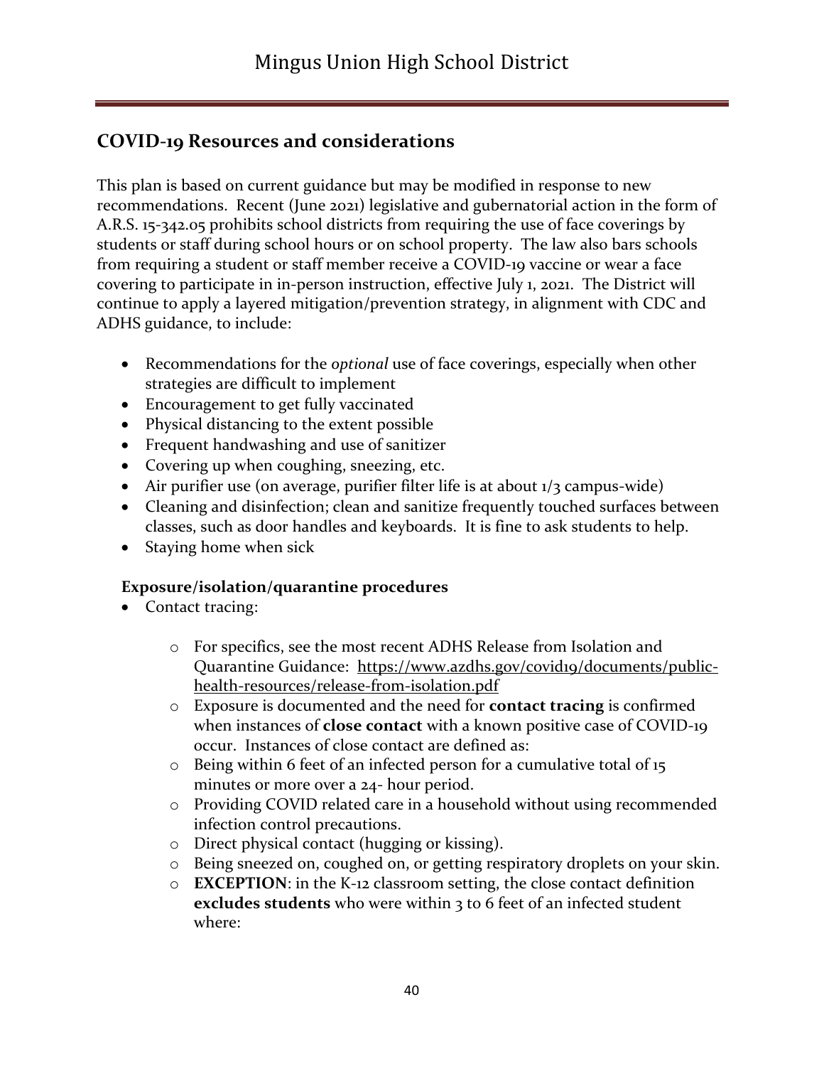## COVID-19 Resources and considerations

This plan is based on current guidance but may be modified in response to new recommendations. Recent (June 2021) legislative and gubernatorial action in the form of A.R.S. 15-342.05 prohibits school districts from requiring the use of face coverings by students or staff during school hours or on school property. The law also bars schools from requiring a student or staff member receive a COVID-19 vaccine or wear a face covering to participate in in-person instruction, effective July 1, 2021. The District will continue to apply a layered mitigation/prevention strategy, in alignment with CDC and ADHS guidance, to include:

- Recommendations for the *optional* use of face coverings, especially when other strategies are difficult to implement
- Encouragement to get fully vaccinated
- Physical distancing to the extent possible
- Frequent handwashing and use of sanitizer
- Covering up when coughing, sneezing, etc.
- Air purifier use (on average, purifier filter life is at about 1/3 campus-wide)
- Cleaning and disinfection; clean and sanitize frequently touched surfaces between classes, such as door handles and keyboards. It is fine to ask students to help.
- Staying home when sick

### Exposure/isolation/quarantine procedures

- Contact tracing:
  - For specifics, see the most recent ADHS Release from Isolation and Quarantine Guidance: https://www.azdhs.gov/covid19/documents/public-health-resources/release-from-isolation.pdf
  - Exposure is documented and the need for **contact tracing** is confirmed when instances of **close contact** with a known positive case of COVID-19 occur. Instances of close contact are defined as:
  - Being within 6 feet of an infected person for a cumulative total of 15 minutes or more over a 24- hour period.
  - Providing COVID related care in a household without using recommended infection control precautions.
  - Direct physical contact (hugging or kissing).
  - Being sneezed on, coughed on, or getting respiratory droplets on your skin.
  - **EXCEPTION**: in the K-12 classroom setting, the close contact definition **excludes students** who were within 3 to 6 feet of an infected student where: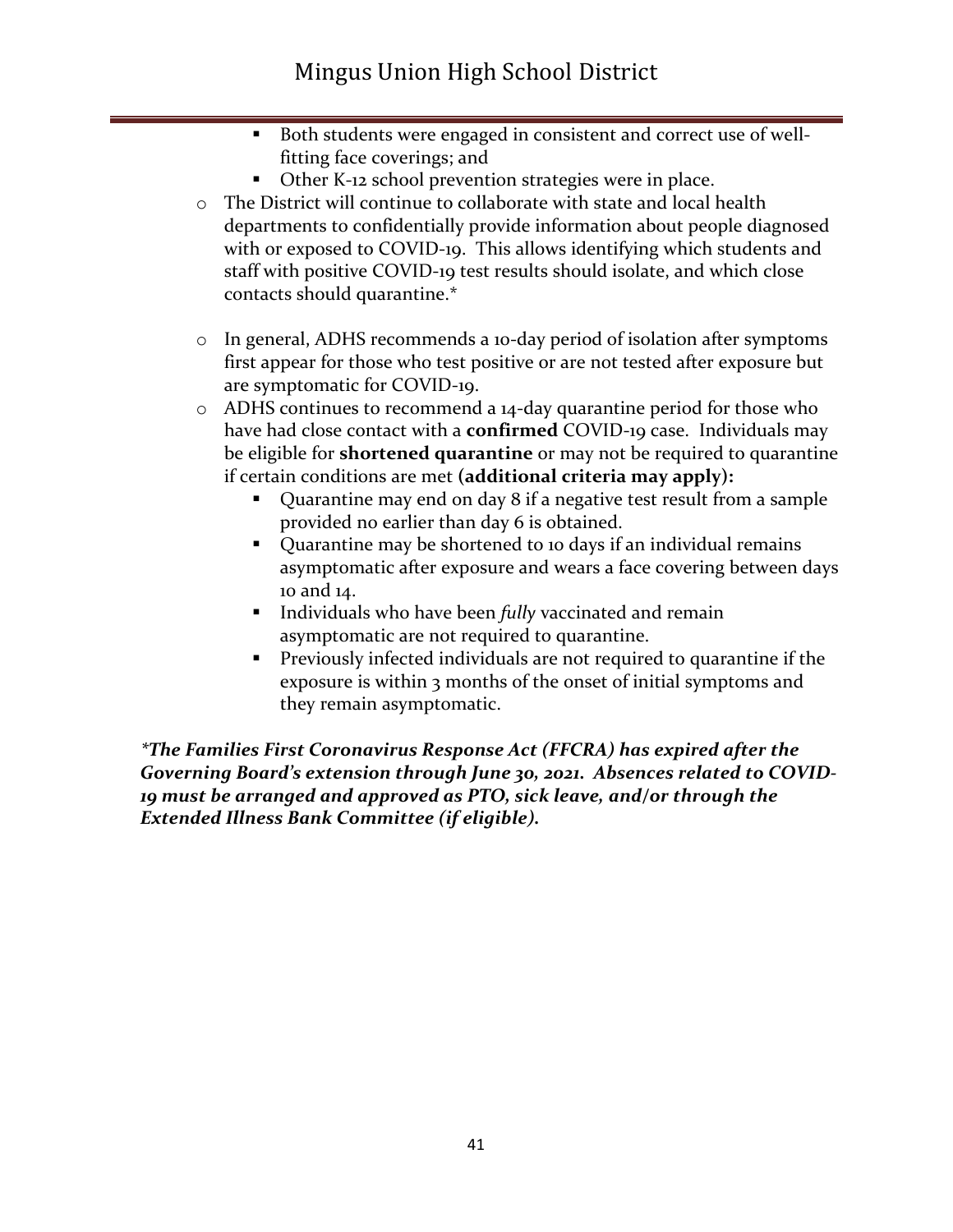- Both students were engaged in consistent and correct use of well-fitting face coverings; and
  - Other K-12 school prevention strategies were in place.
- The District will continue to collaborate with state and local health departments to confidentially provide information about people diagnosed with or exposed to COVID-19. This allows identifying which students and staff with positive COVID-19 test results should isolate, and which close contacts should quarantine.*

- In general, ADHS recommends a 10-day period of isolation after symptoms first appear for those who test positive or are not tested after exposure but are symptomatic for COVID-19.
- ADHS continues to recommend a 14-day quarantine period for those who have had close contact with a **confirmed** COVID-19 case. Individuals may be eligible for **shortened quarantine** or may not be required to quarantine if certain conditions are met **(additional criteria may apply):**
  - Quarantine may end on day 8 if a negative test result from a sample provided no earlier than day 6 is obtained.
  - Quarantine may be shortened to 10 days if an individual remains asymptomatic after exposure and wears a face covering between days 10 and 14.
  - Individuals who have been *fully* vaccinated and remain asymptomatic are not required to quarantine.
  - Previously infected individuals are not required to quarantine if the exposure is within 3 months of the onset of initial symptoms and they remain asymptomatic.

***The Families First Coronavirus Response Act (FFCRA) has expired after the Governing Board's extension through June 30, 2021. Absences related to COVID-19 must be arranged and approved as PTO, sick leave, and/or through the Extended Illness Bank Committee (if eligible).***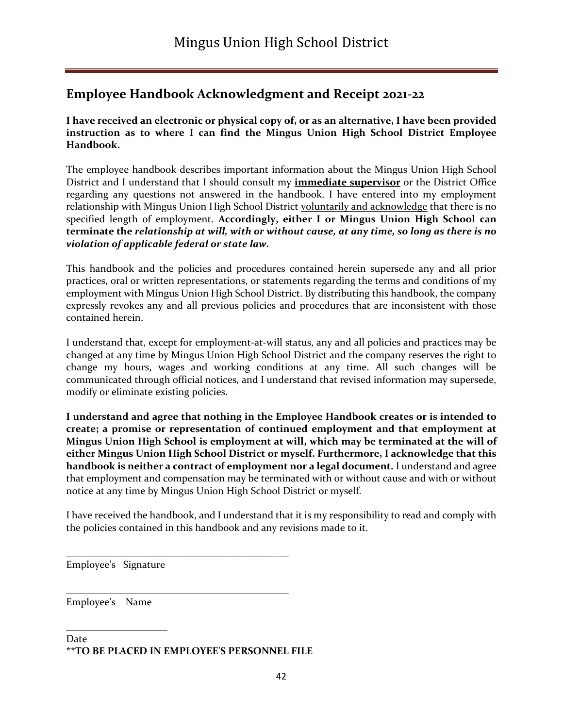# Mingus Union High School District

## Employee Handbook Acknowledgment and Receipt 2021-22

**I have received an electronic or physical copy of, or as an alternative, I have been provided instruction as to where I can find the Mingus Union High School District Employee Handbook.**

The employee handbook describes important information about the Mingus Union High School District and I understand that I should consult my **immediate supervisor** or the District Office regarding any questions not answered in the handbook. I have entered into my employment relationship with Mingus Union High School District voluntarily and acknowledge that there is no specified length of employment. **Accordingly, either I or Mingus Union High School can terminate the *relationship at will, with or without cause, at any time, so long as there is no violation of applicable federal or state law.***

This handbook and the policies and procedures contained herein supersede any and all prior practices, oral or written representations, or statements regarding the terms and conditions of my employment with Mingus Union High School District. By distributing this handbook, the company expressly revokes any and all previous policies and procedures that are inconsistent with those contained herein.

I understand that, except for employment-at-will status, any and all policies and practices may be changed at any time by Mingus Union High School District and the company reserves the right to change my hours, wages and working conditions at any time. All such changes will be communicated through official notices, and I understand that revised information may supersede, modify or eliminate existing policies.

**I understand and agree that nothing in the Employee Handbook creates or is intended to create; a promise or representation of continued employment and that employment at Mingus Union High School is employment at will, which may be terminated at the will of either Mingus Union High School District or myself. Furthermore, I acknowledge that this handbook is neither a contract of employment nor a legal document.** I understand and agree that employment and compensation may be terminated with or without cause and with or without notice at any time by Mingus Union High School District or myself.

I have received the handbook, and I understand that it is my responsibility to read and comply with the policies contained in this handbook and any revisions made to it.

\_\_\_\_\_\_\_\_\_\_\_\_\_\_\_\_\_\_\_\_\_\_\_\_\_\_\_\_\_\_\_\_\_\_\_\_\_\_\_\_\_\_\_\_\_\_

Employee's Signature

\_\_\_\_\_\_\_\_\_\_\_\_\_\_\_\_\_\_\_\_\_\_\_\_\_\_\_\_\_\_\_\_\_\_\_\_\_\_\_\_\_\_\_\_\_\_

Employee's Name

\_\_\_\_\_\_\_\_\_\_\_\_\_\_\_\_\_\_\_\_

Date

\*\***TO BE PLACED IN EMPLOYEE'S PERSONNEL FILE**